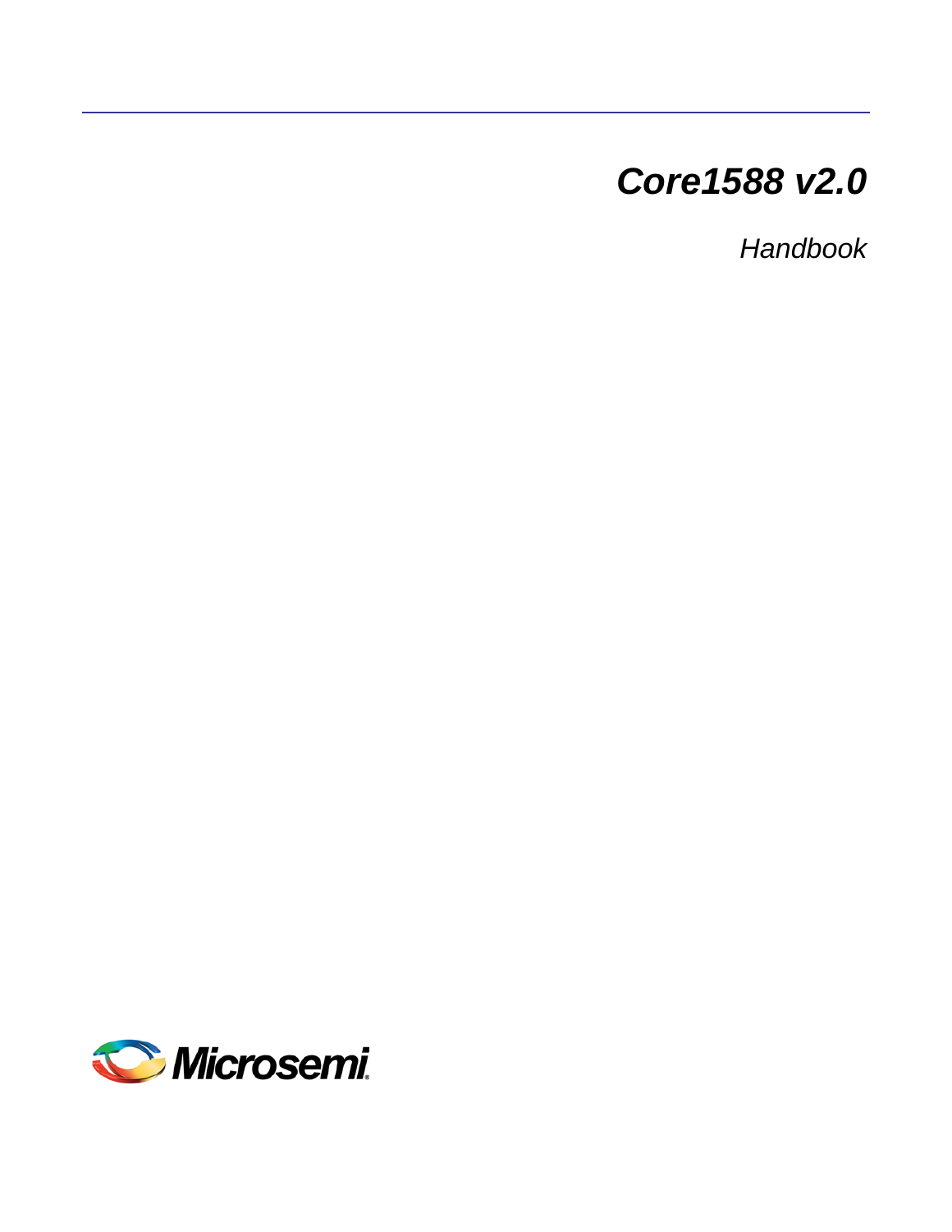# *Core1588 v2.0*

*Handbook*

Microsemi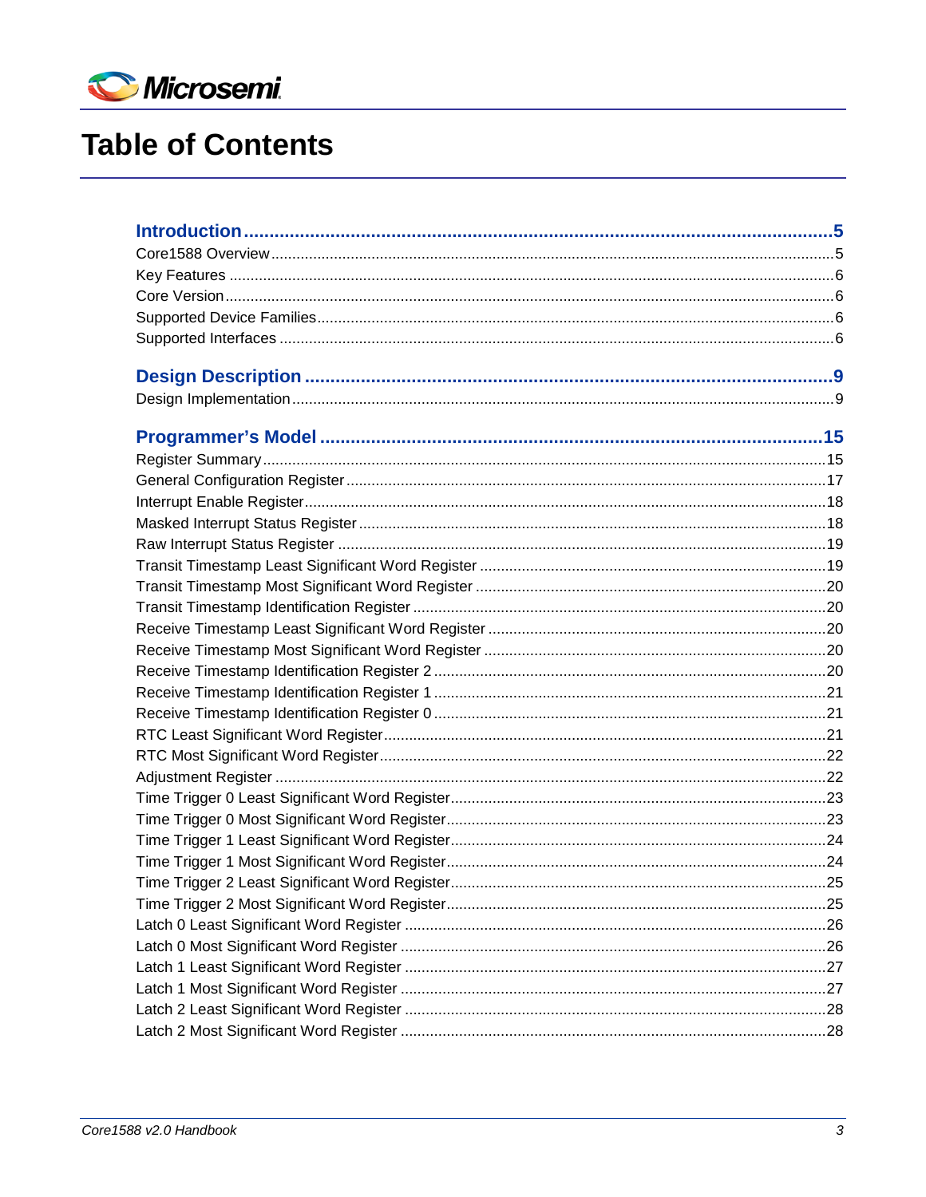# Table of Contents

**Introduction ........................................................................ 5**

Core1588 Overview ........................................................................ 5

Key Features ........................................................................ 6

Core Version ........................................................................ 6

Supported Device Families ........................................................................ 6

Supported Interfaces ........................................................................ 6

**Design Description ........................................................................ 9**

Design Implementation ........................................................................ 9

**Programmer's Model ........................................................................ 15**

Register Summary ........................................................................ 15

General Configuration Register ........................................................................ 17

Interrupt Enable Register ........................................................................ 18

Masked Interrupt Status Register ........................................................................ 18

Raw Interrupt Status Register ........................................................................ 19

Transit Timestamp Least Significant Word Register ........................................................................ 19

Transit Timestamp Most Significant Word Register ........................................................................ 20

Transit Timestamp Identification Register ........................................................................ 20

Receive Timestamp Least Significant Word Register ........................................................................ 20

Receive Timestamp Most Significant Word Register ........................................................................ 20

Receive Timestamp Identification Register 2 ........................................................................ 20

Receive Timestamp Identification Register 1 ........................................................................ 21

Receive Timestamp Identification Register 0 ........................................................................ 21

RTC Least Significant Word Register ........................................................................ 21

RTC Most Significant Word Register ........................................................................ 22

Adjustment Register ........................................................................ 22

Time Trigger 0 Least Significant Word Register ........................................................................ 23

Time Trigger 0 Most Significant Word Register ........................................................................ 23

Time Trigger 1 Least Significant Word Register ........................................................................ 24

Time Trigger 1 Most Significant Word Register ........................................................................ 24

Time Trigger 2 Least Significant Word Register ........................................................................ 25

Time Trigger 2 Most Significant Word Register ........................................................................ 25

Latch 0 Least Significant Word Register ........................................................................ 26

Latch 0 Most Significant Word Register ........................................................................ 26

Latch 1 Least Significant Word Register ........................................................................ 27

Latch 1 Most Significant Word Register ........................................................................ 27

Latch 2 Least Significant Word Register ........................................................................ 28

Latch 2 Most Significant Word Register ........................................................................ 28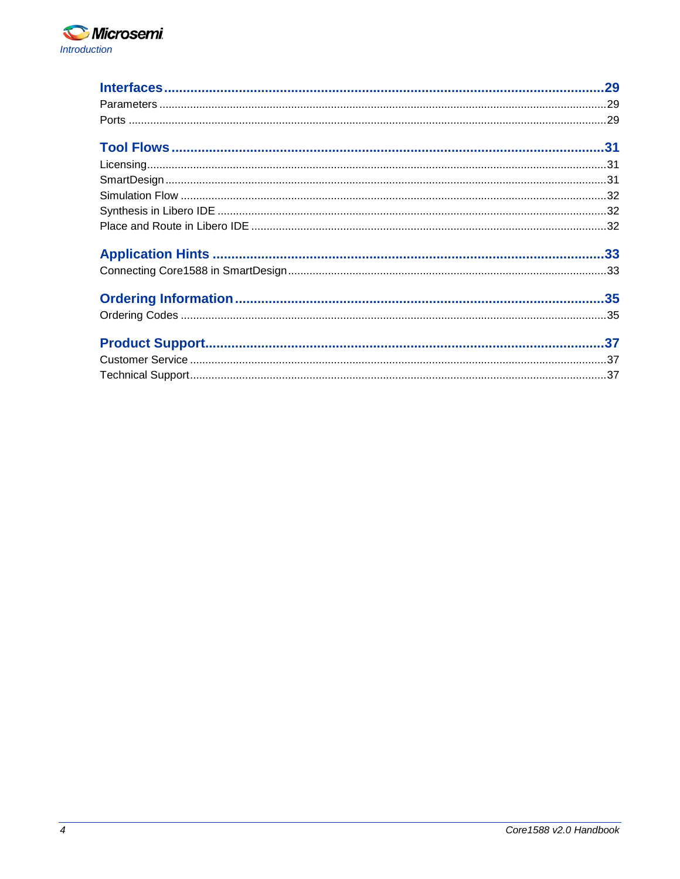**Interfaces** .......................................................................................................... **29**

Parameters ........................................................................................................... 29

Ports ..................................................................................................................... 29

**Tool Flows** .......................................................................................................... **31**

Licensing............................................................................................................... 31

SmartDesign ......................................................................................................... 31

Simulation Flow .................................................................................................... 32

Synthesis in Libero IDE ........................................................................................ 32

Place and Route in Libero IDE .............................................................................. 32

**Application Hints** ................................................................................................ **33**

Connecting Core1588 in SmartDesign................................................................. 33

**Ordering Information** ........................................................................................ **35**

Ordering Codes .................................................................................................... 35

**Product Support**................................................................................................ **37**

Customer Service ................................................................................................. 37

Technical Support................................................................................................. 37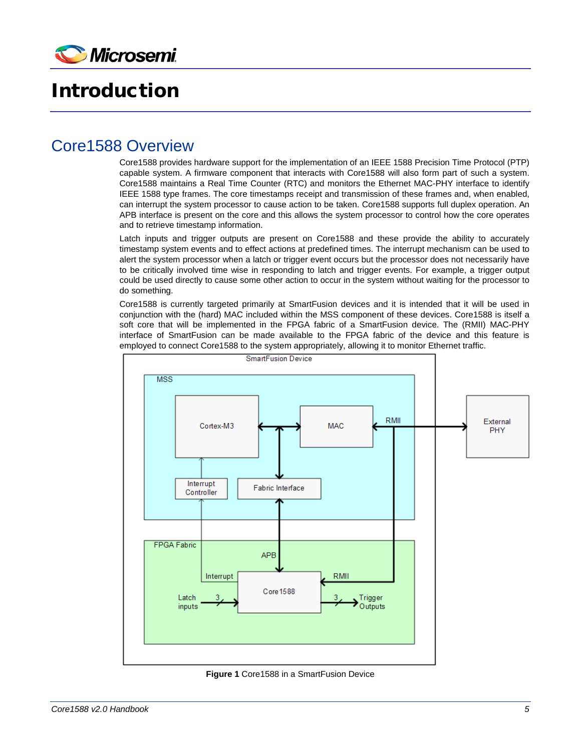# Introduction

## Core1588 Overview

Core1588 provides hardware support for the implementation of an IEEE 1588 Precision Time Protocol (PTP) capable system. A firmware component that interacts with Core1588 will also form part of such a system. Core1588 maintains a Real Time Counter (RTC) and monitors the Ethernet MAC-PHY interface to identify IEEE 1588 type frames. The core timestamps receipt and transmission of these frames and, when enabled, can interrupt the system processor to cause action to be taken. Core1588 supports full duplex operation. An APB interface is present on the core and this allows the system processor to control how the core operates and to retrieve timestamp information.

Latch inputs and trigger outputs are present on Core1588 and these provide the ability to accurately timestamp system events and to effect actions at predefined times. The interrupt mechanism can be used to alert the system processor when a latch or trigger event occurs but the processor does not necessarily have to be critically involved time wise in responding to latch and trigger events. For example, a trigger output could be used directly to cause some other action to occur in the system without waiting for the processor to do something.

Core1588 is currently targeted primarily at SmartFusion devices and it is intended that it will be used in conjunction with the (hard) MAC included within the MSS component of these devices. Core1588 is itself a soft core that will be implemented in the FPGA fabric of a SmartFusion device. The (RMII) MAC-PHY interface of SmartFusion can be made available to the FPGA fabric of the device and this feature is employed to connect Core1588 to the system appropriately, allowing it to monitor Ethernet traffic.

**Figure 1** Core1588 in a SmartFusion Device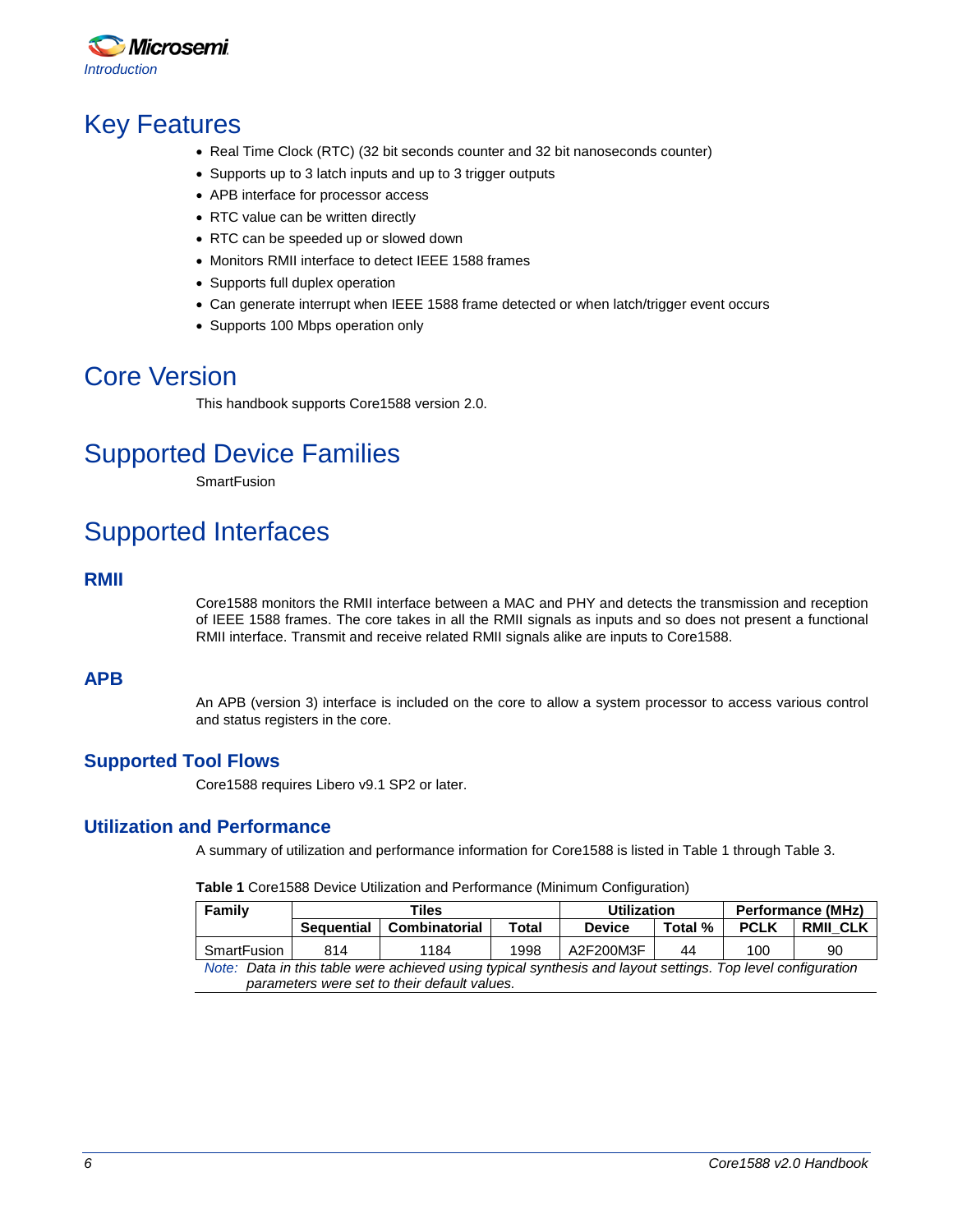# Key Features

- Real Time Clock (RTC) (32 bit seconds counter and 32 bit nanoseconds counter)
- Supports up to 3 latch inputs and up to 3 trigger outputs
- APB interface for processor access
- RTC value can be written directly
- RTC can be speeded up or slowed down
- Monitors RMII interface to detect IEEE 1588 frames
- Supports full duplex operation
- Can generate interrupt when IEEE 1588 frame detected or when latch/trigger event occurs
- Supports 100 Mbps operation only

# Core Version

This handbook supports Core1588 version 2.0.

# Supported Device Families

SmartFusion

# Supported Interfaces

## RMII

Core1588 monitors the RMII interface between a MAC and PHY and detects the transmission and reception of IEEE 1588 frames. The core takes in all the RMII signals as inputs and so does not present a functional RMII interface. Transmit and receive related RMII signals alike are inputs to Core1588.

## APB

An APB (version 3) interface is included on the core to allow a system processor to access various control and status registers in the core.

## Supported Tool Flows

Core1588 requires Libero v9.1 SP2 or later.

## Utilization and Performance

A summary of utilization and performance information for Core1588 is listed in Table 1 through Table 3.

**Table 1** Core1588 Device Utilization and Performance (Minimum Configuration)

| Family | Tiles | | | Utilization | | Performance (MHz) | |
|---|---|---|---|---|---|---|---|
| | Sequential | Combinatorial | Total | Device | Total % | PCLK | RMII_CLK |
| SmartFusion | 814 | 1184 | 1998 | A2F200M3F | 44 | 100 | 90 |

*Note: Data in this table were achieved using typical synthesis and layout settings. Top level configuration parameters were set to their default values.*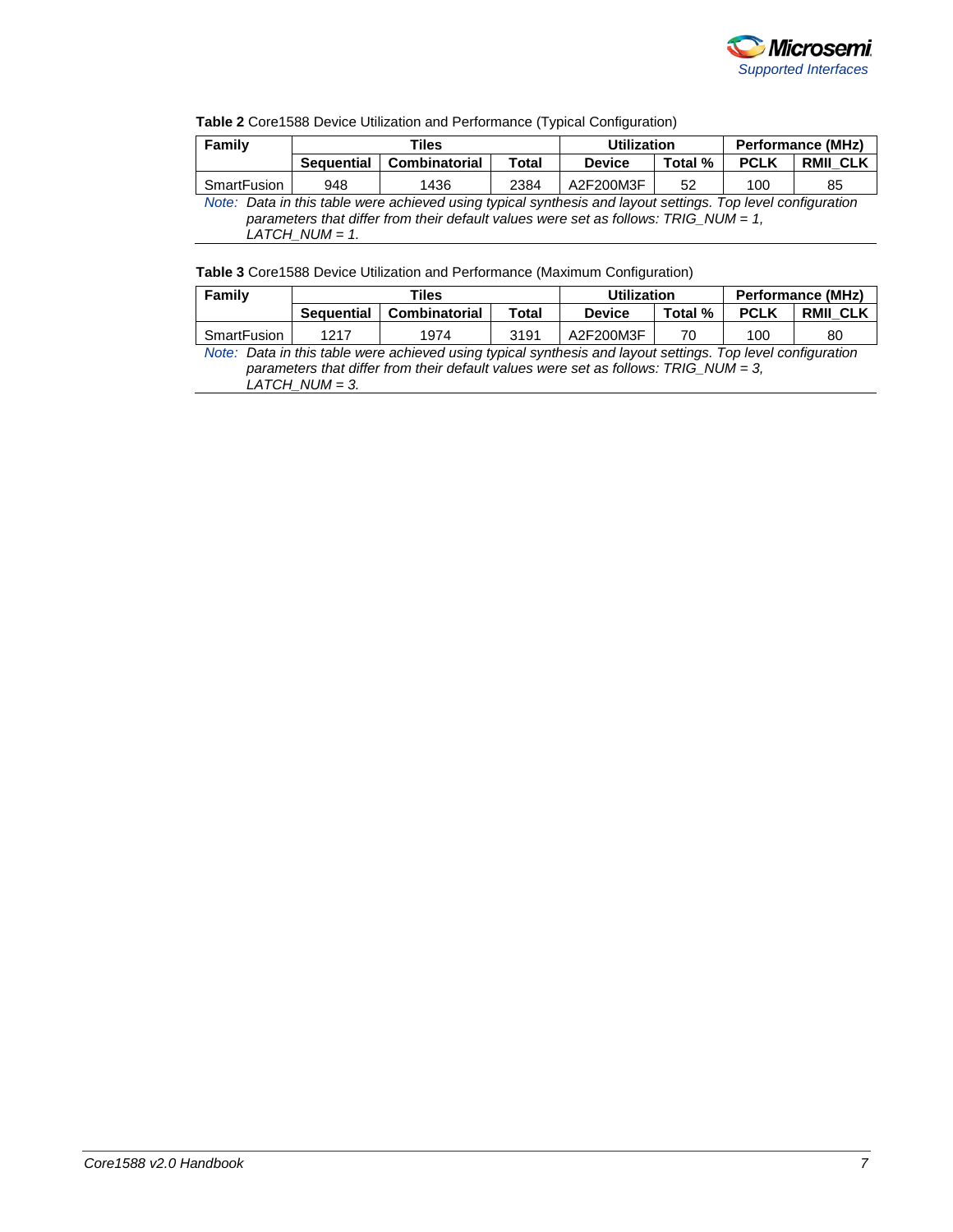**Table 2** Core1588 Device Utilization and Performance (Typical Configuration)

| Family | Tiles | | | Utilization | | Performance (MHz) | |
|---|---|---|---|---|---|---|---|
| | Sequential | Combinatorial | Total | Device | Total % | PCLK | RMII_CLK |
| SmartFusion | 948 | 1436 | 2384 | A2F200M3F | 52 | 100 | 85 |

*Note: Data in this table were achieved using typical synthesis and layout settings. Top level configuration parameters that differ from their default values were set as follows: TRIG_NUM = 1, LATCH_NUM = 1.*

**Table 3** Core1588 Device Utilization and Performance (Maximum Configuration)

| Family | Tiles | | | Utilization | | Performance (MHz) | |
|---|---|---|---|---|---|---|---|
| | Sequential | Combinatorial | Total | Device | Total % | PCLK | RMII_CLK |
| SmartFusion | 1217 | 1974 | 3191 | A2F200M3F | 70 | 100 | 80 |

*Note: Data in this table were achieved using typical synthesis and layout settings. Top level configuration parameters that differ from their default values were set as follows: TRIG_NUM = 3, LATCH_NUM = 3.*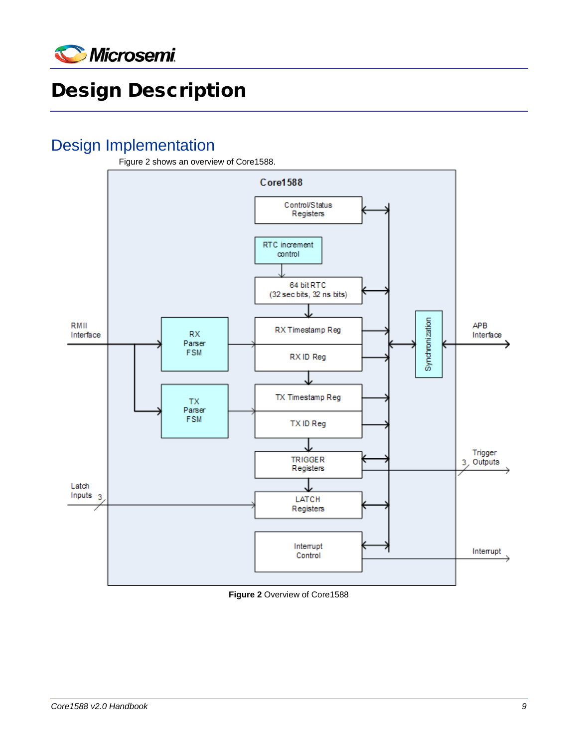# Design Description

## Design Implementation

Figure 2 shows an overview of Core1588.

**Figure 2** Overview of Core1588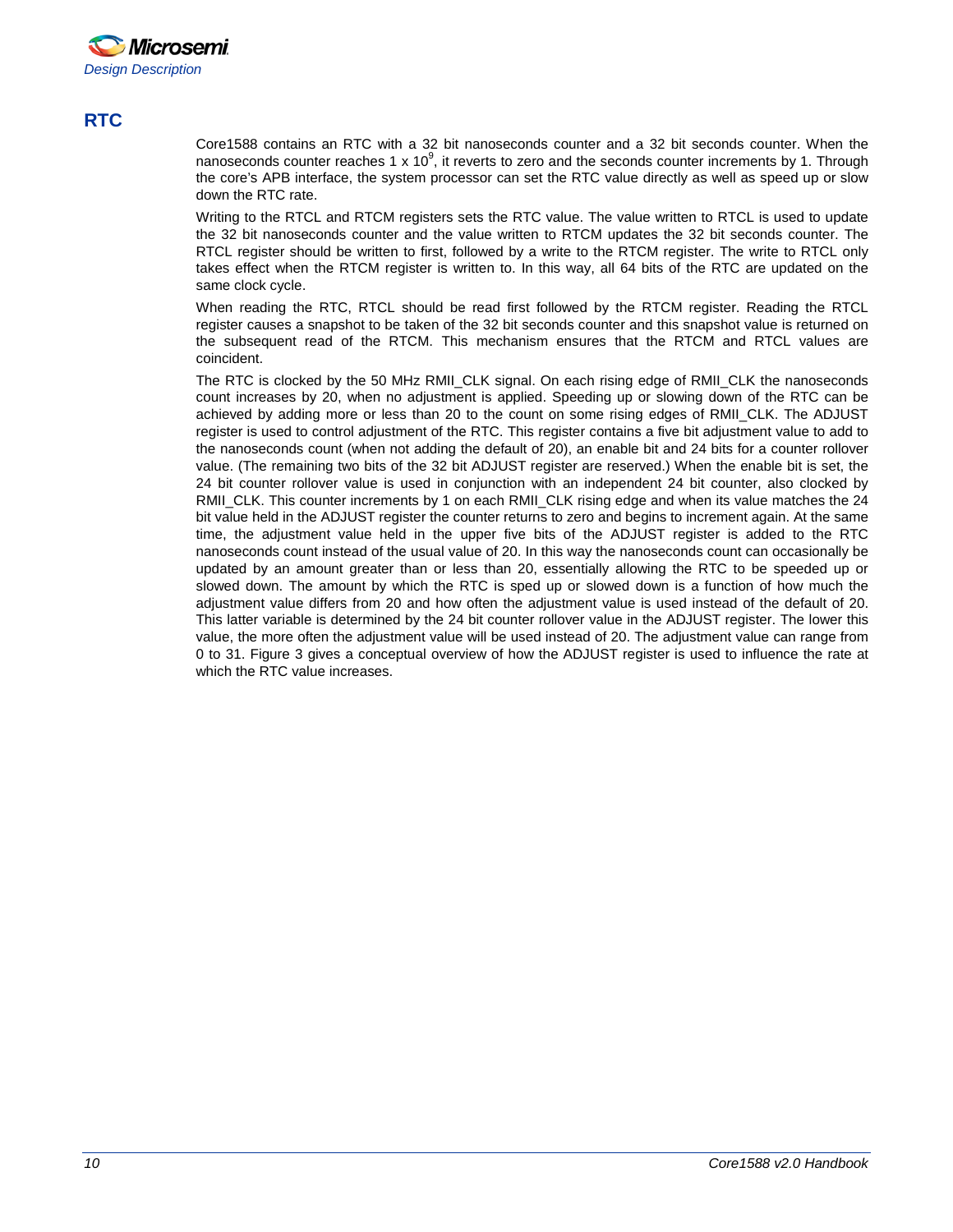## RTC

Core1588 contains an RTC with a 32 bit nanoseconds counter and a 32 bit seconds counter. When the nanoseconds counter reaches 1 x $10^9$, it reverts to zero and the seconds counter increments by 1. Through the core's APB interface, the system processor can set the RTC value directly as well as speed up or slow down the RTC rate.

Writing to the RTCL and RTCM registers sets the RTC value. The value written to RTCL is used to update the 32 bit nanoseconds counter and the value written to RTCM updates the 32 bit seconds counter. The RTCL register should be written to first, followed by a write to the RTCM register. The write to RTCL only takes effect when the RTCM register is written to. In this way, all 64 bits of the RTC are updated on the same clock cycle.

When reading the RTC, RTCL should be read first followed by the RTCM register. Reading the RTCL register causes a snapshot to be taken of the 32 bit seconds counter and this snapshot value is returned on the subsequent read of the RTCM. This mechanism ensures that the RTCM and RTCL values are coincident.

The RTC is clocked by the 50 MHz RMII_CLK signal. On each rising edge of RMII_CLK the nanoseconds count increases by 20, when no adjustment is applied. Speeding up or slowing down of the RTC can be achieved by adding more or less than 20 to the count on some rising edges of RMII_CLK. The ADJUST register is used to control adjustment of the RTC. This register contains a five bit adjustment value to add to the nanoseconds count (when not adding the default of 20), an enable bit and 24 bits for a counter rollover value. (The remaining two bits of the 32 bit ADJUST register are reserved.) When the enable bit is set, the 24 bit counter rollover value is used in conjunction with an independent 24 bit counter, also clocked by RMII_CLK. This counter increments by 1 on each RMII_CLK rising edge and when its value matches the 24 bit value held in the ADJUST register the counter returns to zero and begins to increment again. At the same time, the adjustment value held in the upper five bits of the ADJUST register is added to the RTC nanoseconds count instead of the usual value of 20. In this way the nanoseconds count can occasionally be updated by an amount greater than or less than 20, essentially allowing the RTC to be speeded up or slowed down. The amount by which the RTC is sped up or slowed down is a function of how much the adjustment value differs from 20 and how often the adjustment value is used instead of the default of 20. This latter variable is determined by the 24 bit counter rollover value in the ADJUST register. The lower this value, the more often the adjustment value will be used instead of 20. The adjustment value can range from 0 to 31. Figure 3 gives a conceptual overview of how the ADJUST register is used to influence the rate at which the RTC value increases.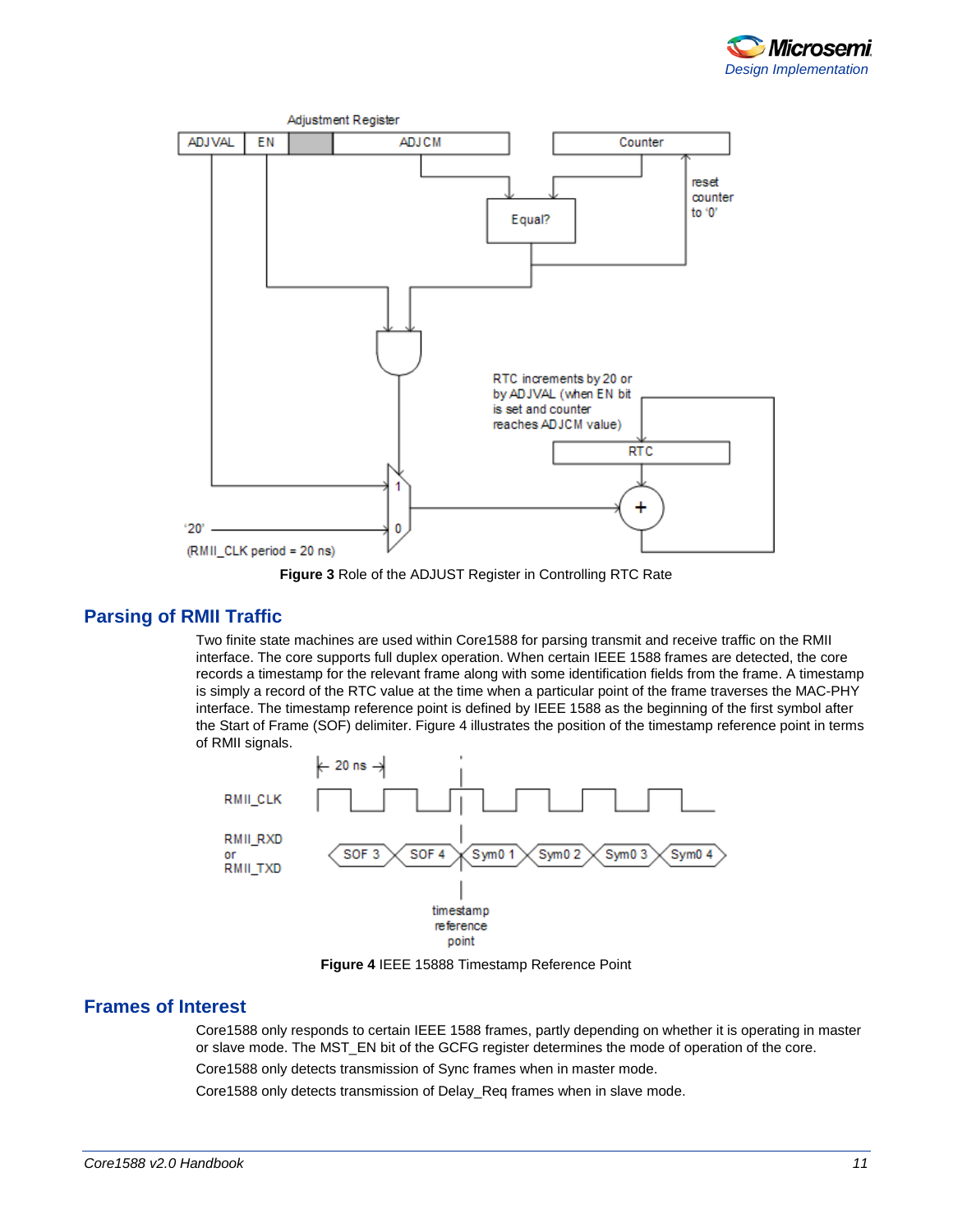Figure 3 Role of the ADJUST Register in Controlling RTC Rate

## Parsing of RMII Traffic

Two finite state machines are used within Core1588 for parsing transmit and receive traffic on the RMII interface. The core supports full duplex operation. When certain IEEE 1588 frames are detected, the core records a timestamp for the relevant frame along with some identification fields from the frame. A timestamp is simply a record of the RTC value at the time when a particular point of the frame traverses the MAC-PHY interface. The timestamp reference point is defined by IEEE 1588 as the beginning of the first symbol after the Start of Frame (SOF) delimiter. Figure 4 illustrates the position of the timestamp reference point in terms of RMII signals.

Figure 4 IEEE 15888 Timestamp Reference Point

## Frames of Interest

Core1588 only responds to certain IEEE 1588 frames, partly depending on whether it is operating in master or slave mode. The MST_EN bit of the GCFG register determines the mode of operation of the core.

Core1588 only detects transmission of Sync frames when in master mode.

Core1588 only detects transmission of Delay_Req frames when in slave mode.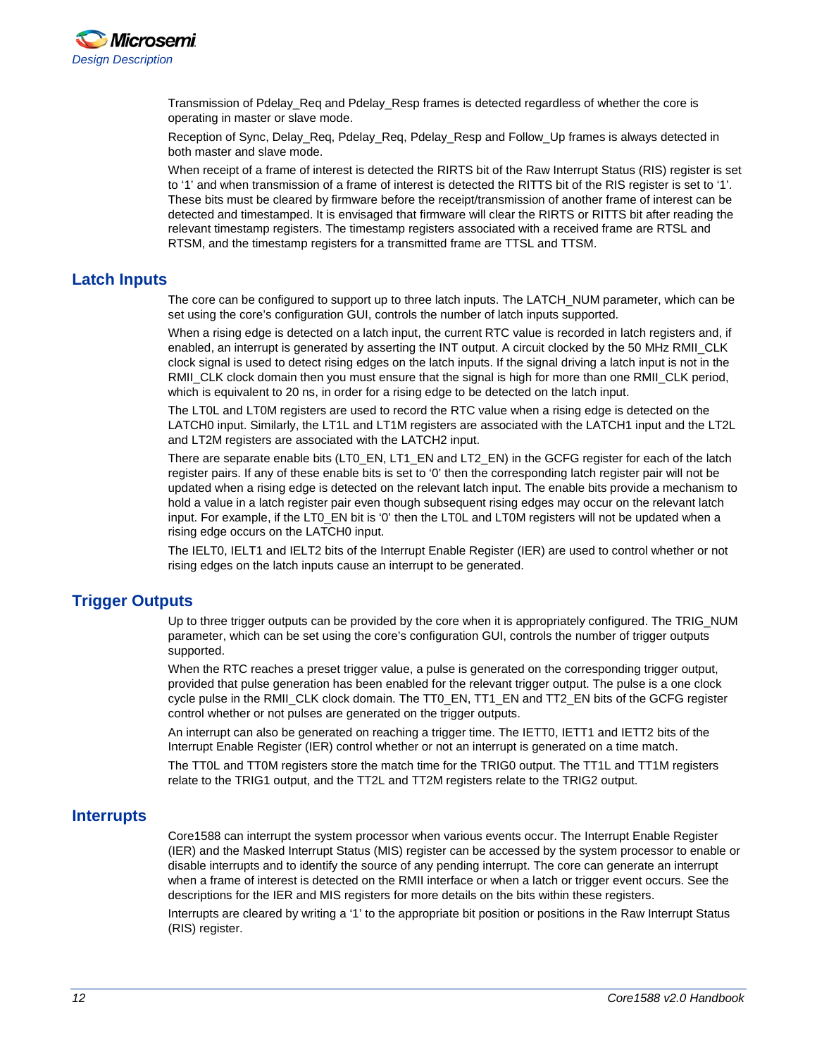Transmission of Pdelay_Req and Pdelay_Resp frames is detected regardless of whether the core is operating in master or slave mode.

Reception of Sync, Delay_Req, Pdelay_Req, Pdelay_Resp and Follow_Up frames is always detected in both master and slave mode.

When receipt of a frame of interest is detected the RIRTS bit of the Raw Interrupt Status (RIS) register is set to '1' and when transmission of a frame of interest is detected the RITTS bit of the RIS register is set to '1'. These bits must be cleared by firmware before the receipt/transmission of another frame of interest can be detected and timestamped. It is envisaged that firmware will clear the RIRTS or RITTS bit after reading the relevant timestamp registers. The timestamp registers associated with a received frame are RTSL and RTSM, and the timestamp registers for a transmitted frame are TTSL and TTSM.

## Latch Inputs

The core can be configured to support up to three latch inputs. The LATCH_NUM parameter, which can be set using the core's configuration GUI, controls the number of latch inputs supported.

When a rising edge is detected on a latch input, the current RTC value is recorded in latch registers and, if enabled, an interrupt is generated by asserting the INT output. A circuit clocked by the 50 MHz RMII_CLK clock signal is used to detect rising edges on the latch inputs. If the signal driving a latch input is not in the RMII_CLK clock domain then you must ensure that the signal is high for more than one RMII_CLK period, which is equivalent to 20 ns, in order for a rising edge to be detected on the latch input.

The LT0L and LT0M registers are used to record the RTC value when a rising edge is detected on the LATCH0 input. Similarly, the LT1L and LT1M registers are associated with the LATCH1 input and the LT2L and LT2M registers are associated with the LATCH2 input.

There are separate enable bits (LT0_EN, LT1_EN and LT2_EN) in the GCFG register for each of the latch register pairs. If any of these enable bits is set to '0' then the corresponding latch register pair will not be updated when a rising edge is detected on the relevant latch input. The enable bits provide a mechanism to hold a value in a latch register pair even though subsequent rising edges may occur on the relevant latch input. For example, if the LT0_EN bit is '0' then the LT0L and LT0M registers will not be updated when a rising edge occurs on the LATCH0 input.

The IELT0, IELT1 and IELT2 bits of the Interrupt Enable Register (IER) are used to control whether or not rising edges on the latch inputs cause an interrupt to be generated.

## Trigger Outputs

Up to three trigger outputs can be provided by the core when it is appropriately configured. The TRIG_NUM parameter, which can be set using the core's configuration GUI, controls the number of trigger outputs supported.

When the RTC reaches a preset trigger value, a pulse is generated on the corresponding trigger output, provided that pulse generation has been enabled for the relevant trigger output. The pulse is a one clock cycle pulse in the RMII_CLK clock domain. The TT0_EN, TT1_EN and TT2_EN bits of the GCFG register control whether or not pulses are generated on the trigger outputs.

An interrupt can also be generated on reaching a trigger time. The IETT0, IETT1 and IETT2 bits of the Interrupt Enable Register (IER) control whether or not an interrupt is generated on a time match.

The TT0L and TT0M registers store the match time for the TRIG0 output. The TT1L and TT1M registers relate to the TRIG1 output, and the TT2L and TT2M registers relate to the TRIG2 output.

## Interrupts

Core1588 can interrupt the system processor when various events occur. The Interrupt Enable Register (IER) and the Masked Interrupt Status (MIS) register can be accessed by the system processor to enable or disable interrupts and to identify the source of any pending interrupt. The core can generate an interrupt when a frame of interest is detected on the RMII interface or when a latch or trigger event occurs. See the descriptions for the IER and MIS registers for more details on the bits within these registers.

Interrupts are cleared by writing a '1' to the appropriate bit position or positions in the Raw Interrupt Status (RIS) register.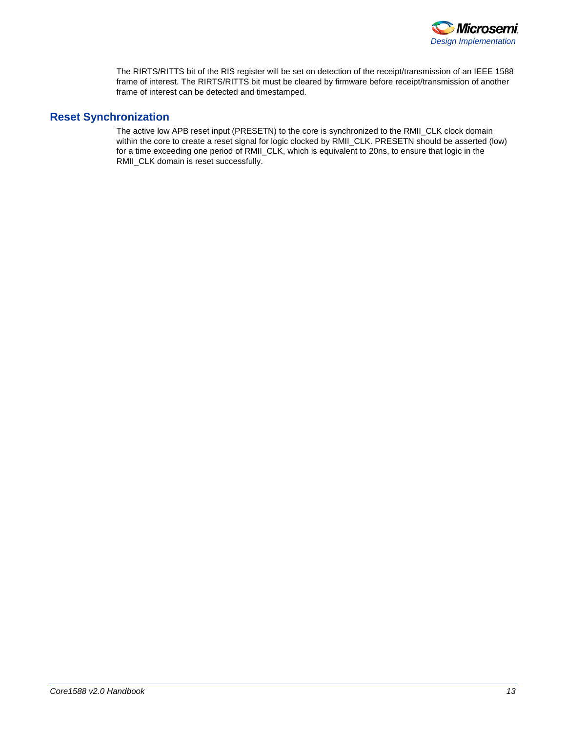The RIRTS/RITTS bit of the RIS register will be set on detection of the receipt/transmission of an IEEE 1588 frame of interest. The RIRTS/RITTS bit must be cleared by firmware before receipt/transmission of another frame of interest can be detected and timestamped.

## Reset Synchronization

The active low APB reset input (PRESETN) to the core is synchronized to the RMII_CLK clock domain within the core to create a reset signal for logic clocked by RMII_CLK. PRESETN should be asserted (low) for a time exceeding one period of RMII_CLK, which is equivalent to 20ns, to ensure that logic in the RMII_CLK domain is reset successfully.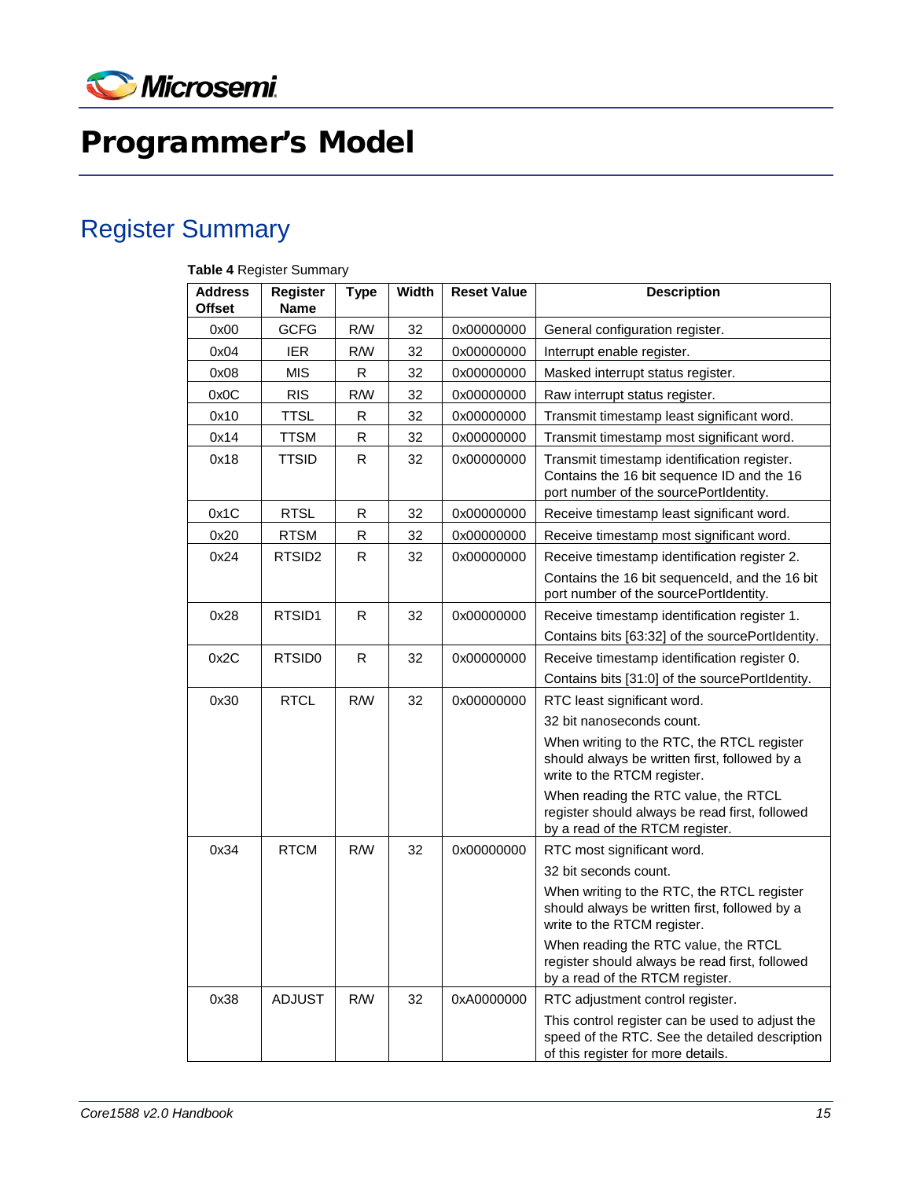# Programmer's Model

## Register Summary

**Table 4** Register Summary

| Address Offset | Register Name | Type | Width | Reset Value | Description |
|---|---|---|---|---|---|
| 0x00 | GCFG | R/W | 32 | 0x00000000 | General configuration register. |
| 0x04 | IER | R/W | 32 | 0x00000000 | Interrupt enable register. |
| 0x08 | MIS | R | 32 | 0x00000000 | Masked interrupt status register. |
| 0x0C | RIS | R/W | 32 | 0x00000000 | Raw interrupt status register. |
| 0x10 | TTSL | R | 32 | 0x00000000 | Transmit timestamp least significant word. |
| 0x14 | TTSM | R | 32 | 0x00000000 | Transmit timestamp most significant word. |
| 0x18 | TTSID | R | 32 | 0x00000000 | Transmit timestamp identification register. Contains the 16 bit sequence ID and the 16 port number of the sourcePortIdentity. |
| 0x1C | RTSL | R | 32 | 0x00000000 | Receive timestamp least significant word. |
| 0x20 | RTSM | R | 32 | 0x00000000 | Receive timestamp most significant word. |
| 0x24 | RTSID2 | R | 32 | 0x00000000 | Receive timestamp identification register 2. Contains the 16 bit sequenceId, and the 16 bit port number of the sourcePortIdentity. |
| 0x28 | RTSID1 | R | 32 | 0x00000000 | Receive timestamp identification register 1. Contains bits [63:32] of the sourcePortIdentity. |
| 0x2C | RTSID0 | R | 32 | 0x00000000 | Receive timestamp identification register 0. Contains bits [31:0] of the sourcePortIdentity. |
| 0x30 | RTCL | R/W | 32 | 0x00000000 | RTC least significant word. 32 bit nanoseconds count. When writing to the RTC, the RTCL register should always be written first, followed by a write to the RTCM register. When reading the RTC value, the RTCL register should always be read first, followed by a read of the RTCM register. |
| 0x34 | RTCM | R/W | 32 | 0x00000000 | RTC most significant word. 32 bit seconds count. When writing to the RTC, the RTCL register should always be written first, followed by a write to the RTCM register. When reading the RTC value, the RTCL register should always be read first, followed by a read of the RTCM register. |
| 0x38 | ADJUST | R/W | 32 | 0xA0000000 | RTC adjustment control register. This control register can be used to adjust the speed of the RTC. See the detailed description of this register for more details. |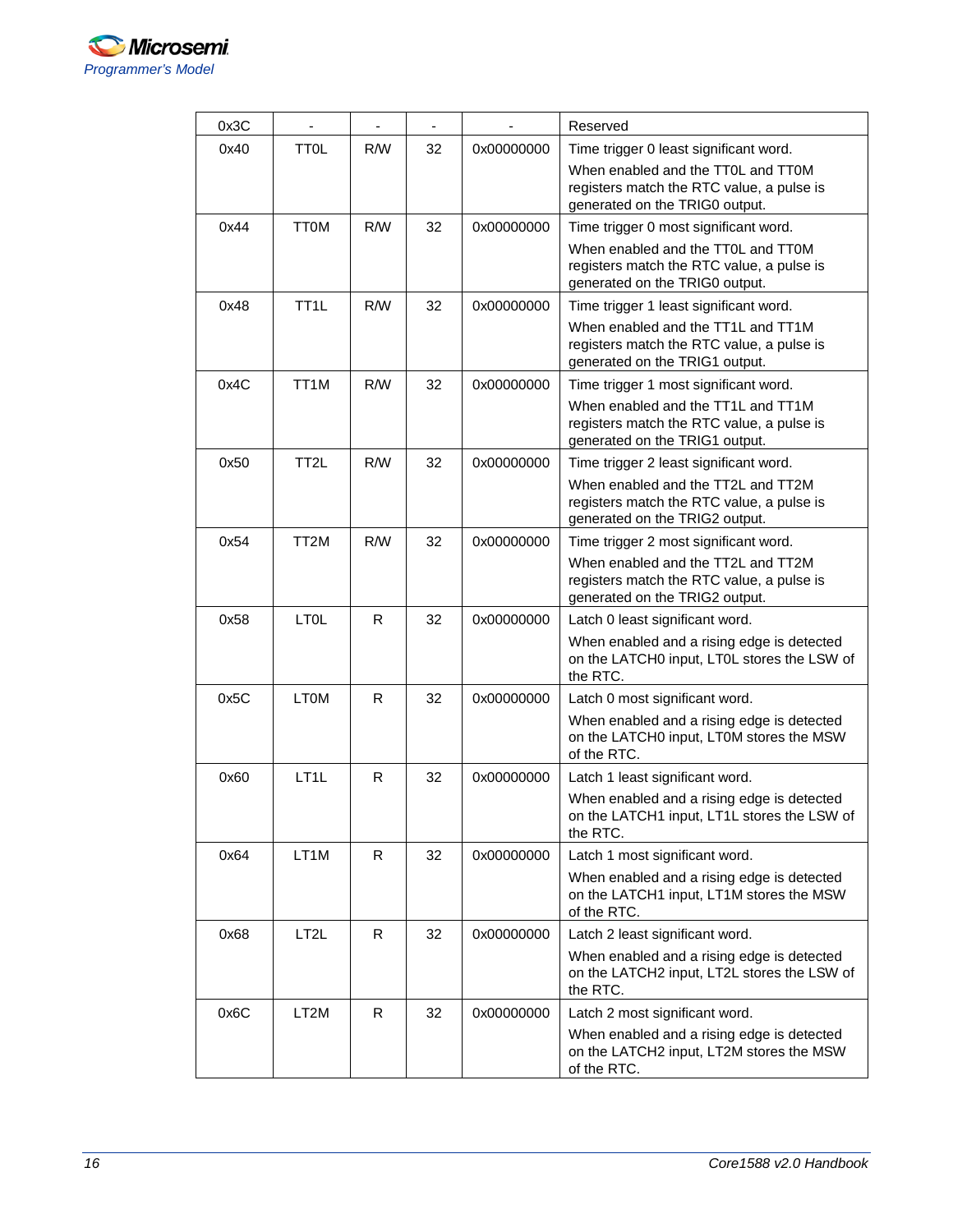| 0x3C | - | - | - | - | Reserved |
|---|---|---|---|---|---|
| 0x40 | TT0L | R/W | 32 | 0x00000000 | Time trigger 0 least significant word.<br>When enabled and the TT0L and TT0M registers match the RTC value, a pulse is generated on the TRIG0 output. |
| 0x44 | TT0M | R/W | 32 | 0x00000000 | Time trigger 0 most significant word.<br>When enabled and the TT0L and TT0M registers match the RTC value, a pulse is generated on the TRIG0 output. |
| 0x48 | TT1L | R/W | 32 | 0x00000000 | Time trigger 1 least significant word.<br>When enabled and the TT1L and TT1M registers match the RTC value, a pulse is generated on the TRIG1 output. |
| 0x4C | TT1M | R/W | 32 | 0x00000000 | Time trigger 1 most significant word.<br>When enabled and the TT1L and TT1M registers match the RTC value, a pulse is generated on the TRIG1 output. |
| 0x50 | TT2L | R/W | 32 | 0x00000000 | Time trigger 2 least significant word.<br>When enabled and the TT2L and TT2M registers match the RTC value, a pulse is generated on the TRIG2 output. |
| 0x54 | TT2M | R/W | 32 | 0x00000000 | Time trigger 2 most significant word.<br>When enabled and the TT2L and TT2M registers match the RTC value, a pulse is generated on the TRIG2 output. |
| 0x58 | LT0L | R | 32 | 0x00000000 | Latch 0 least significant word.<br>When enabled and a rising edge is detected on the LATCH0 input, LT0L stores the LSW of the RTC. |
| 0x5C | LT0M | R | 32 | 0x00000000 | Latch 0 most significant word.<br>When enabled and a rising edge is detected on the LATCH0 input, LT0M stores the MSW of the RTC. |
| 0x60 | LT1L | R | 32 | 0x00000000 | Latch 1 least significant word.<br>When enabled and a rising edge is detected on the LATCH1 input, LT1L stores the LSW of the RTC. |
| 0x64 | LT1M | R | 32 | 0x00000000 | Latch 1 most significant word.<br>When enabled and a rising edge is detected on the LATCH1 input, LT1M stores the MSW of the RTC. |
| 0x68 | LT2L | R | 32 | 0x00000000 | Latch 2 least significant word.<br>When enabled and a rising edge is detected on the LATCH2 input, LT2L stores the LSW of the RTC. |
| 0x6C | LT2M | R | 32 | 0x00000000 | Latch 2 most significant word.<br>When enabled and a rising edge is detected on the LATCH2 input, LT2M stores the MSW of the RTC. |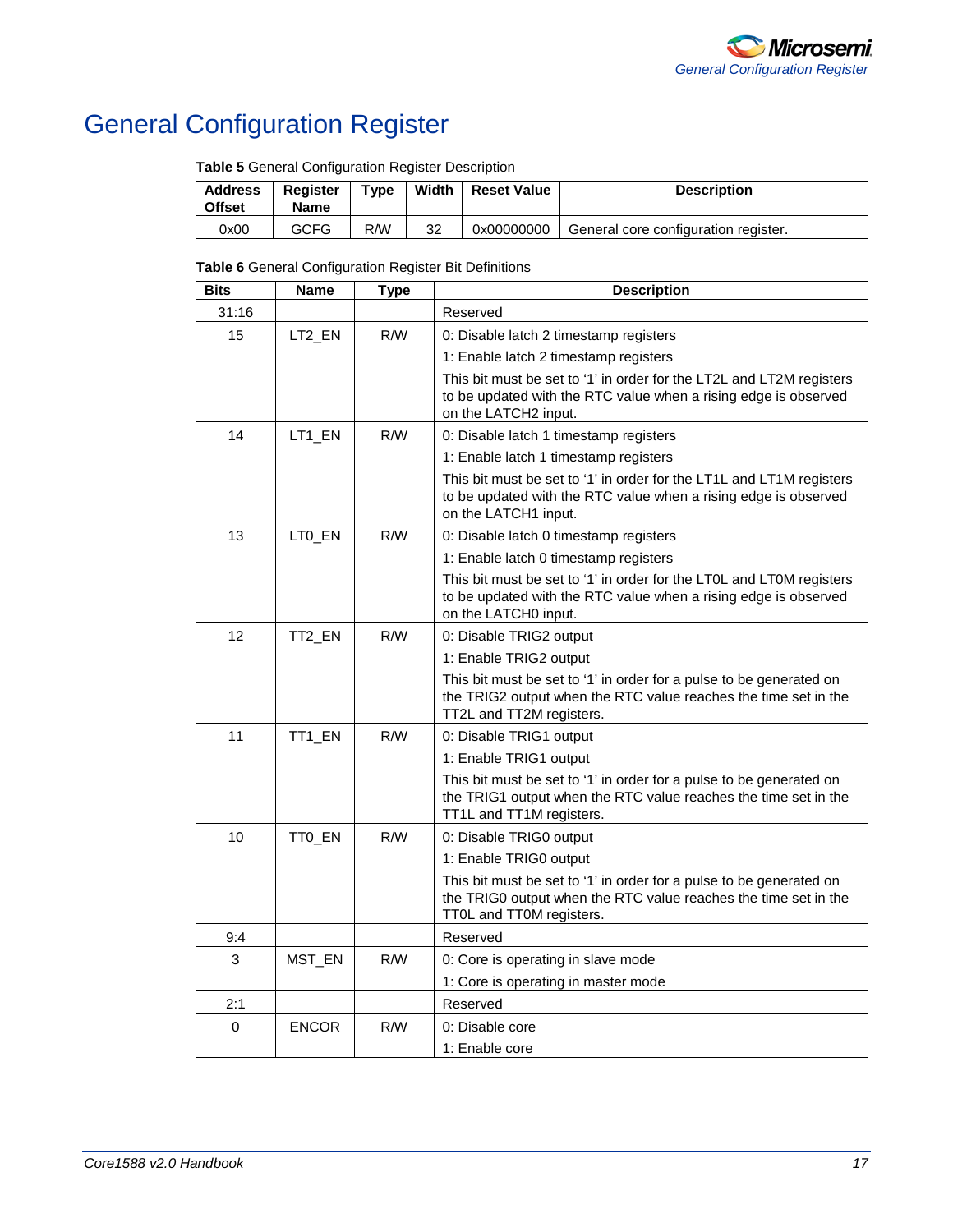# General Configuration Register

**Table 5** General Configuration Register Description

| Address Offset | Register Name | Type | Width | Reset Value | Description |
|---|---|---|---|---|---|
| 0x00 | GCFG | R/W | 32 | 0x00000000 | General core configuration register. |

**Table 6** General Configuration Register Bit Definitions

| Bits | Name | Type | Description |
|---|---|---|---|
| 31:16 | | | Reserved |
| 15 | LT2_EN | R/W | 0: Disable latch 2 timestamp registers<br>1: Enable latch 2 timestamp registers<br>This bit must be set to '1' in order for the LT2L and LT2M registers to be updated with the RTC value when a rising edge is observed on the LATCH2 input. |
| 14 | LT1_EN | R/W | 0: Disable latch 1 timestamp registers<br>1: Enable latch 1 timestamp registers<br>This bit must be set to '1' in order for the LT1L and LT1M registers to be updated with the RTC value when a rising edge is observed on the LATCH1 input. |
| 13 | LT0_EN | R/W | 0: Disable latch 0 timestamp registers<br>1: Enable latch 0 timestamp registers<br>This bit must be set to '1' in order for the LT0L and LT0M registers to be updated with the RTC value when a rising edge is observed on the LATCH0 input. |
| 12 | TT2_EN | R/W | 0: Disable TRIG2 output<br>1: Enable TRIG2 output<br>This bit must be set to '1' in order for a pulse to be generated on the TRIG2 output when the RTC value reaches the time set in the TT2L and TT2M registers. |
| 11 | TT1_EN | R/W | 0: Disable TRIG1 output<br>1: Enable TRIG1 output<br>This bit must be set to '1' in order for a pulse to be generated on the TRIG1 output when the RTC value reaches the time set in the TT1L and TT1M registers. |
| 10 | TT0_EN | R/W | 0: Disable TRIG0 output<br>1: Enable TRIG0 output<br>This bit must be set to '1' in order for a pulse to be generated on the TRIG0 output when the RTC value reaches the time set in the TT0L and TT0M registers. |
| 9:4 | | | Reserved |
| 3 | MST_EN | R/W | 0: Core is operating in slave mode<br>1: Core is operating in master mode |
| 2:1 | | | Reserved |
| 0 | ENCOR | R/W | 0: Disable core<br>1: Enable core |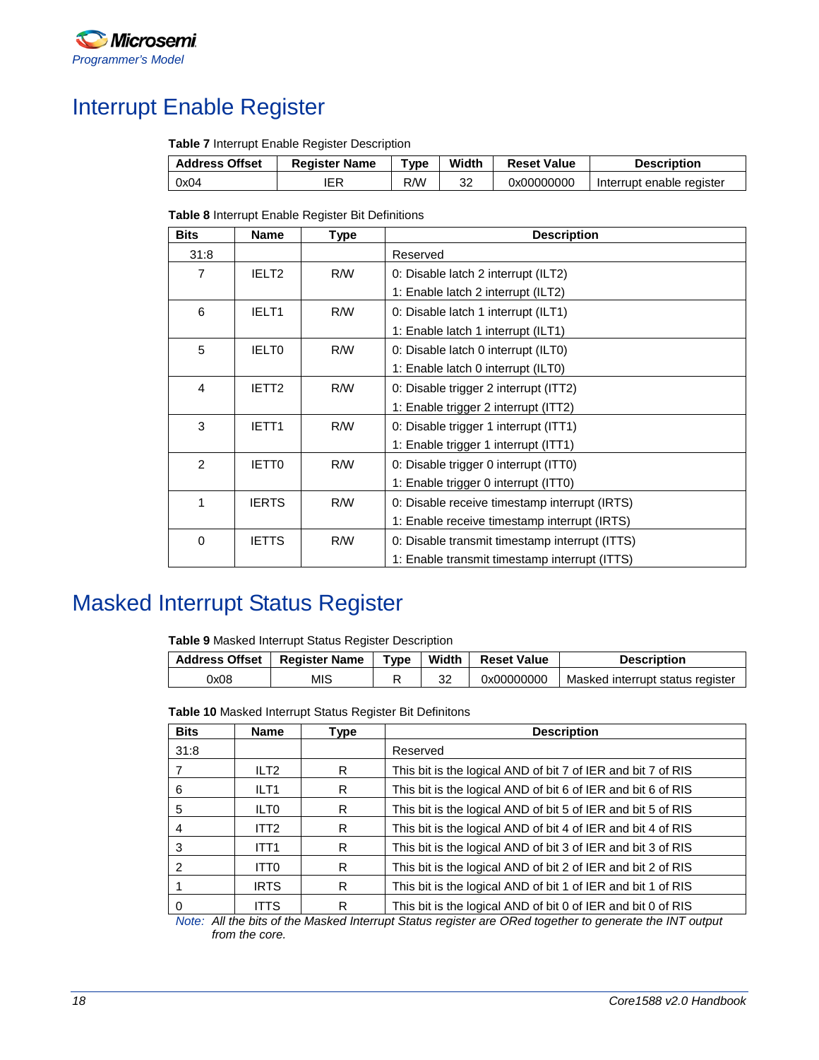# Interrupt Enable Register

**Table 7** Interrupt Enable Register Description

| Address Offset | Register Name | Type | Width | Reset Value | Description |
|---|---|---|---|---|---|
| 0x04 | IER | R/W | 32 | 0x00000000 | Interrupt enable register |

**Table 8** Interrupt Enable Register Bit Definitions

| Bits | Name | Type | Description |
|---|---|---|---|
| 31:8 | | | Reserved |
| 7 | IELT2 | R/W | 0: Disable latch 2 interrupt (ILT2)<br>1: Enable latch 2 interrupt (ILT2) |
| 6 | IELT1 | R/W | 0: Disable latch 1 interrupt (ILT1)<br>1: Enable latch 1 interrupt (ILT1) |
| 5 | IELT0 | R/W | 0: Disable latch 0 interrupt (ILT0)<br>1: Enable latch 0 interrupt (ILT0) |
| 4 | IETT2 | R/W | 0: Disable trigger 2 interrupt (ITT2)<br>1: Enable trigger 2 interrupt (ITT2) |
| 3 | IETT1 | R/W | 0: Disable trigger 1 interrupt (ITT1)<br>1: Enable trigger 1 interrupt (ITT1) |
| 2 | IETT0 | R/W | 0: Disable trigger 0 interrupt (ITT0)<br>1: Enable trigger 0 interrupt (ITT0) |
| 1 | IERTS | R/W | 0: Disable receive timestamp interrupt (IRTS)<br>1: Enable receive timestamp interrupt (IRTS) |
| 0 | IETTS | R/W | 0: Disable transmit timestamp interrupt (ITTS)<br>1: Enable transmit timestamp interrupt (ITTS) |

# Masked Interrupt Status Register

**Table 9** Masked Interrupt Status Register Description

| Address Offset | Register Name | Type | Width | Reset Value | Description |
|---|---|---|---|---|---|
| 0x08 | MIS | R | 32 | 0x00000000 | Masked interrupt status register |

**Table 10** Masked Interrupt Status Register Bit Definitons

| Bits | Name | Type | Description |
|---|---|---|---|
| 31:8 | | | Reserved |
| 7 | ILT2 | R | This bit is the logical AND of bit 7 of IER and bit 7 of RIS |
| 6 | ILT1 | R | This bit is the logical AND of bit 6 of IER and bit 6 of RIS |
| 5 | ILT0 | R | This bit is the logical AND of bit 5 of IER and bit 5 of RIS |
| 4 | ITT2 | R | This bit is the logical AND of bit 4 of IER and bit 4 of RIS |
| 3 | ITT1 | R | This bit is the logical AND of bit 3 of IER and bit 3 of RIS |
| 2 | ITT0 | R | This bit is the logical AND of bit 2 of IER and bit 2 of RIS |
| 1 | IRTS | R | This bit is the logical AND of bit 1 of IER and bit 1 of RIS |
| 0 | ITTS | R | This bit is the logical AND of bit 0 of IER and bit 0 of RIS |

*Note: All the bits of the Masked Interrupt Status register are ORed together to generate the INT output from the core.*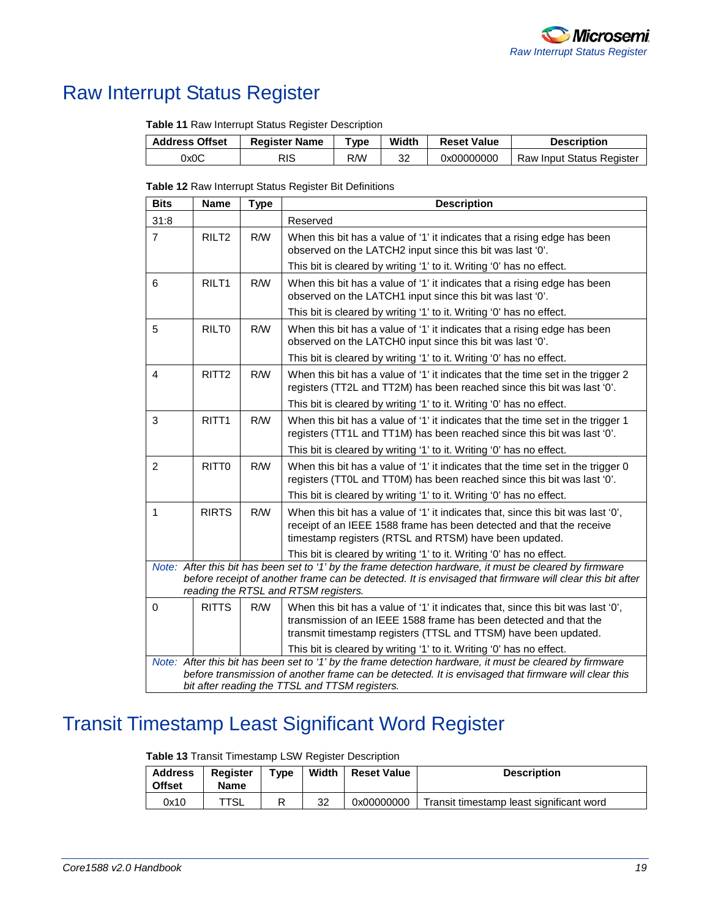# Raw Interrupt Status Register

**Table 11** Raw Interrupt Status Register Description

| Address Offset | Register Name | Type | Width | Reset Value | Description |
|---|---|---|---|---|---|
| 0x0C | RIS | R/W | 32 | 0x00000000 | Raw Input Status Register |

**Table 12** Raw Interrupt Status Register Bit Definitions

| Bits | Name | Type | Description |
|---|---|---|---|
| 31:8 | | | Reserved |
| 7 | RILT2 | R/W | When this bit has a value of '1' it indicates that a rising edge has been observed on the LATCH2 input since this bit was last '0'. This bit is cleared by writing '1' to it. Writing '0' has no effect. |
| 6 | RILT1 | R/W | When this bit has a value of '1' it indicates that a rising edge has been observed on the LATCH1 input since this bit was last '0'. This bit is cleared by writing '1' to it. Writing '0' has no effect. |
| 5 | RILT0 | R/W | When this bit has a value of '1' it indicates that a rising edge has been observed on the LATCH0 input since this bit was last '0'. This bit is cleared by writing '1' to it. Writing '0' has no effect. |
| 4 | RITT2 | R/W | When this bit has a value of '1' it indicates that the time set in the trigger 2 registers (TT2L and TT2M) has been reached since this bit was last '0'. This bit is cleared by writing '1' to it. Writing '0' has no effect. |
| 3 | RITT1 | R/W | When this bit has a value of '1' it indicates that the time set in the trigger 1 registers (TT1L and TT1M) has been reached since this bit was last '0'. This bit is cleared by writing '1' to it. Writing '0' has no effect. |
| 2 | RITT0 | R/W | When this bit has a value of '1' it indicates that the time set in the trigger 0 registers (TT0L and TT0M) has been reached since this bit was last '0'. This bit is cleared by writing '1' to it. Writing '0' has no effect. |
| 1 | RIRTS | R/W | When this bit has a value of '1' it indicates that, since this bit was last '0', receipt of an IEEE 1588 frame has been detected and that the receive timestamp registers (RTSL and RTSM) have been updated. This bit is cleared by writing '1' to it. Writing '0' has no effect. |
| *Note: After this bit has been set to '1' by the frame detection hardware, it must be cleared by firmware before receipt of another frame can be detected. It is envisaged that firmware will clear this bit after reading the RTSL and RTSM registers.* | | | |
| 0 | RITTS | R/W | When this bit has a value of '1' it indicates that, since this bit was last '0', transmission of an IEEE 1588 frame has been detected and that the transmit timestamp registers (TTSL and TTSM) have been updated. This bit is cleared by writing '1' to it. Writing '0' has no effect. |
| *Note: After this bit has been set to '1' by the frame detection hardware, it must be cleared by firmware before transmission of another frame can be detected. It is envisaged that firmware will clear this bit after reading the TTSL and TTSM registers.* | | | |

# Transit Timestamp Least Significant Word Register

**Table 13** Transit Timestamp LSW Register Description

| Address Offset | Register Name | Type | Width | Reset Value | Description |
|---|---|---|---|---|---|
| 0x10 | TTSL | R | 32 | 0x00000000 | Transit timestamp least significant word |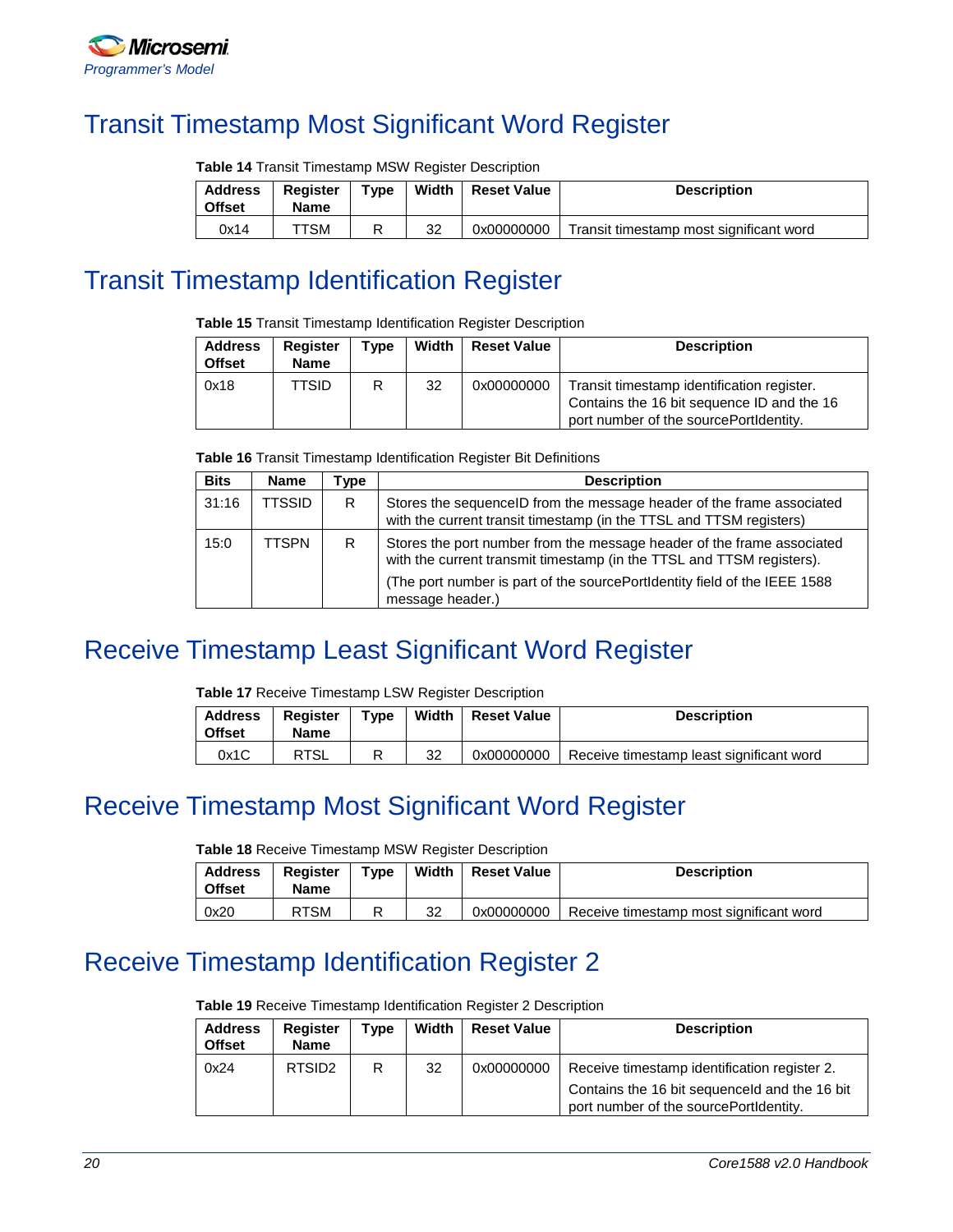# Transit Timestamp Most Significant Word Register

**Table 14** Transit Timestamp MSW Register Description

| Address Offset | Register Name | Type | Width | Reset Value | Description |
|---|---|---|---|---|---|
| 0x14 | TTSM | R | 32 | 0x00000000 | Transit timestamp most significant word |

# Transit Timestamp Identification Register

**Table 15** Transit Timestamp Identification Register Description

| Address Offset | Register Name | Type | Width | Reset Value | Description |
|---|---|---|---|---|---|
| 0x18 | TTSID | R | 32 | 0x00000000 | Transit timestamp identification register. Contains the 16 bit sequence ID and the 16 port number of the sourcePortIdentity. |

**Table 16** Transit Timestamp Identification Register Bit Definitions

| Bits | Name | Type | Description |
|---|---|---|---|
| 31:16 | TTSSID | R | Stores the sequenceID from the message header of the frame associated with the current transit timestamp (in the TTSL and TTSM registers) |
| 15:0 | TTSPN | R | Stores the port number from the message header of the frame associated with the current transmit timestamp (in the TTSL and TTSM registers).<br>(The port number is part of the sourcePortIdentity field of the IEEE 1588 message header.) |

# Receive Timestamp Least Significant Word Register

**Table 17** Receive Timestamp LSW Register Description

| Address Offset | Register Name | Type | Width | Reset Value | Description |
|---|---|---|---|---|---|
| 0x1C | RTSL | R | 32 | 0x00000000 | Receive timestamp least significant word |

# Receive Timestamp Most Significant Word Register

**Table 18** Receive Timestamp MSW Register Description

| Address Offset | Register Name | Type | Width | Reset Value | Description |
|---|---|---|---|---|---|
| 0x20 | RTSM | R | 32 | 0x00000000 | Receive timestamp most significant word |

# Receive Timestamp Identification Register 2

**Table 19** Receive Timestamp Identification Register 2 Description

| Address Offset | Register Name | Type | Width | Reset Value | Description |
|---|---|---|---|---|---|
| 0x24 | RTSID2 | R | 32 | 0x00000000 | Receive timestamp identification register 2.<br>Contains the 16 bit sequenceId and the 16 bit port number of the sourcePortIdentity. |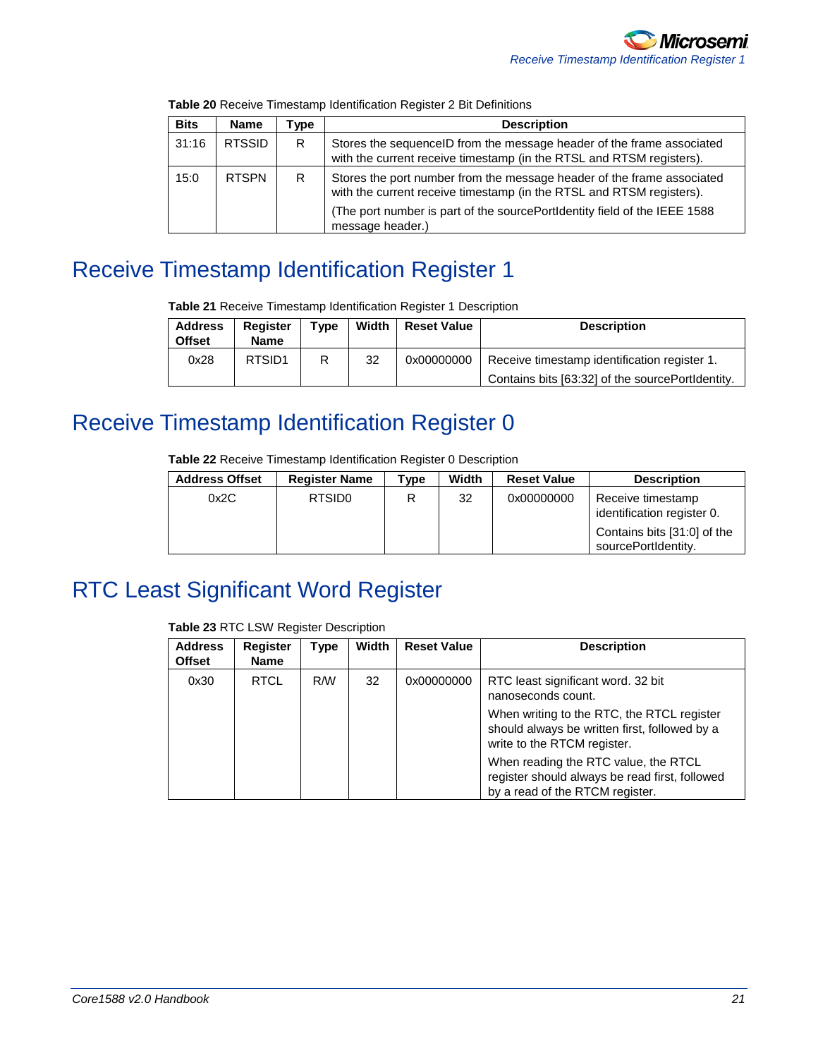**Table 20** Receive Timestamp Identification Register 2 Bit Definitions

| Bits | Name | Type | Description |
|---|---|---|---|
| 31:16 | RTSSID | R | Stores the sequenceID from the message header of the frame associated with the current receive timestamp (in the RTSL and RTSM registers). |
| 15:0 | RTSPN | R | Stores the port number from the message header of the frame associated with the current receive timestamp (in the RTSL and RTSM registers).<br>(The port number is part of the sourcePortIdentity field of the IEEE 1588 message header.) |

## Receive Timestamp Identification Register 1

**Table 21** Receive Timestamp Identification Register 1 Description

| Address Offset | Register Name | Type | Width | Reset Value | Description |
|---|---|---|---|---|---|
| 0x28 | RTSID1 | R | 32 | 0x00000000 | Receive timestamp identification register 1.<br>Contains bits [63:32] of the sourcePortIdentity. |

## Receive Timestamp Identification Register 0

**Table 22** Receive Timestamp Identification Register 0 Description

| Address Offset | Register Name | Type | Width | Reset Value | Description |
|---|---|---|---|---|---|
| 0x2C | RTSID0 | R | 32 | 0x00000000 | Receive timestamp identification register 0.<br>Contains bits [31:0] of the sourcePortIdentity. |

## RTC Least Significant Word Register

**Table 23** RTC LSW Register Description

| Address Offset | Register Name | Type | Width | Reset Value | Description |
|---|---|---|---|---|---|
| 0x30 | RTCL | R/W | 32 | 0x00000000 | RTC least significant word. 32 bit nanoseconds count.<br>When writing to the RTC, the RTCL register should always be written first, followed by a write to the RTCM register.<br>When reading the RTC value, the RTCL register should always be read first, followed by a read of the RTCM register. |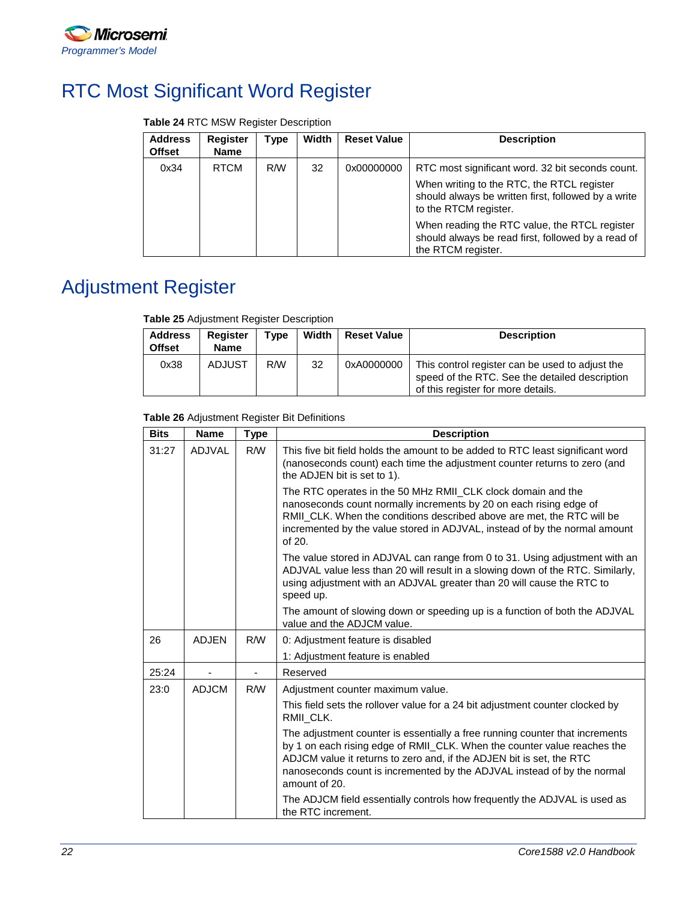# RTC Most Significant Word Register

**Table 24** RTC MSW Register Description

| Address Offset | Register Name | Type | Width | Reset Value | Description |
|---|---|---|---|---|---|
| 0x34 | RTCM | R/W | 32 | 0x00000000 | RTC most significant word. 32 bit seconds count.<br>When writing to the RTC, the RTCL register should always be written first, followed by a write to the RTCM register.<br>When reading the RTC value, the RTCL register should always be read first, followed by a read of the RTCM register. |

# Adjustment Register

**Table 25** Adjustment Register Description

| Address Offset | Register Name | Type | Width | Reset Value | Description |
|---|---|---|---|---|---|
| 0x38 | ADJUST | R/W | 32 | 0xA0000000 | This control register can be used to adjust the speed of the RTC. See the detailed description of this register for more details. |

**Table 26** Adjustment Register Bit Definitions

| Bits | Name | Type | Description |
|---|---|---|---|
| 31:27 | ADJVAL | R/W | This five bit field holds the amount to be added to RTC least significant word (nanoseconds count) each time the adjustment counter returns to zero (and the ADJEN bit is set to 1).<br>The RTC operates in the 50 MHz RMII_CLK clock domain and the nanoseconds count normally increments by 20 on each rising edge of RMII_CLK. When the conditions described above are met, the RTC will be incremented by the value stored in ADJVAL, instead of by the normal amount of 20.<br>The value stored in ADJVAL can range from 0 to 31. Using adjustment with an ADJVAL value less than 20 will result in a slowing down of the RTC. Similarly, using adjustment with an ADJVAL greater than 20 will cause the RTC to speed up.<br>The amount of slowing down or speeding up is a function of both the ADJVAL value and the ADJCM value. |
| 26 | ADJEN | R/W | 0: Adjustment feature is disabled<br>1: Adjustment feature is enabled |
| 25:24 | - | - | Reserved |
| 23:0 | ADJCM | R/W | Adjustment counter maximum value.<br>This field sets the rollover value for a 24 bit adjustment counter clocked by RMII_CLK.<br>The adjustment counter is essentially a free running counter that increments by 1 on each rising edge of RMII_CLK. When the counter value reaches the ADJCM value it returns to zero and, if the ADJEN bit is set, the RTC nanoseconds count is incremented by the ADJVAL instead of by the normal amount of 20.<br>The ADJCM field essentially controls how frequently the ADJVAL is used as the RTC increment. |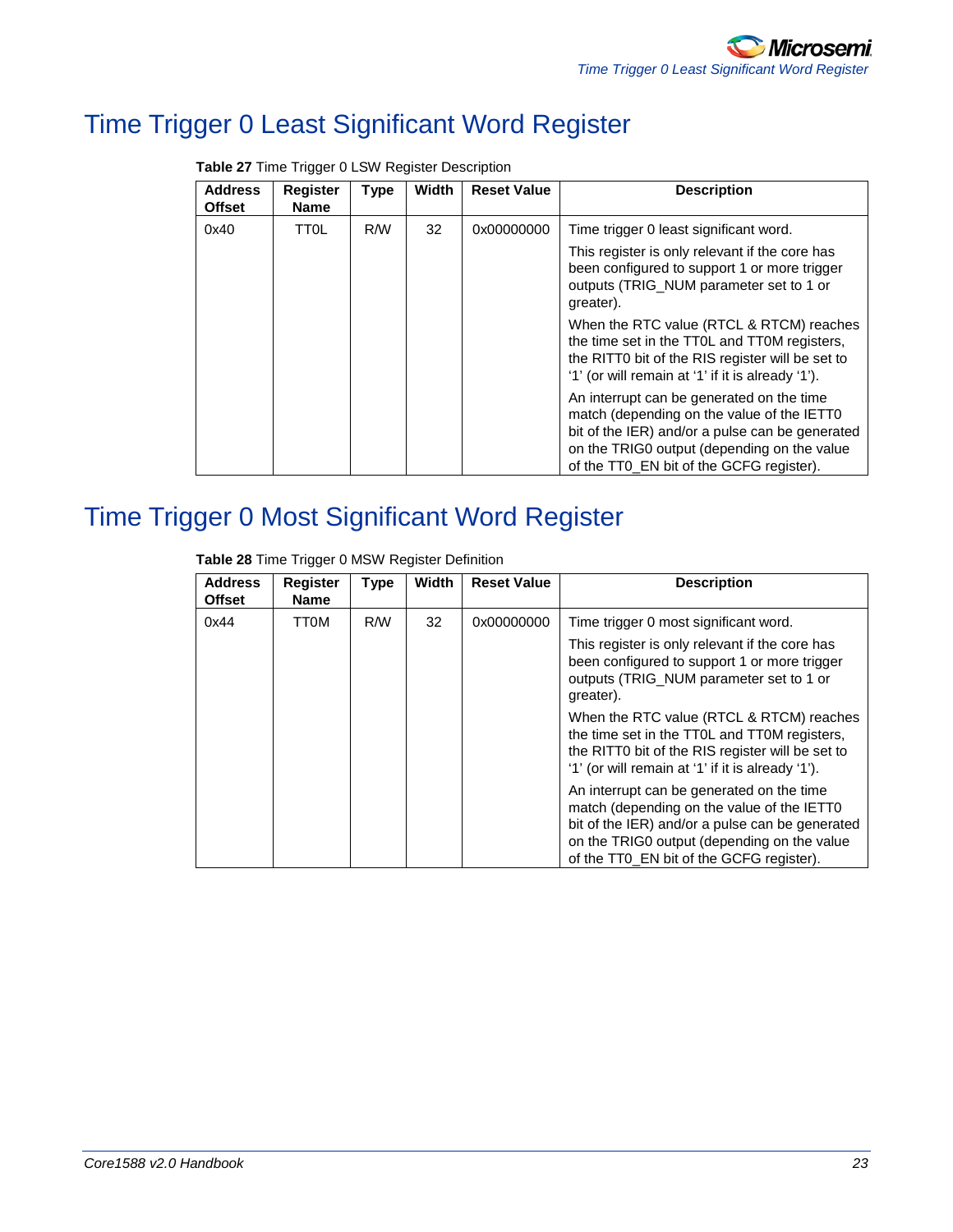# Time Trigger 0 Least Significant Word Register

**Table 27** Time Trigger 0 LSW Register Description

| Address Offset | Register Name | Type | Width | Reset Value | Description |
|---|---|---|---|---|---|
| 0x40 | TT0L | R/W | 32 | 0x00000000 | Time trigger 0 least significant word. This register is only relevant if the core has been configured to support 1 or more trigger outputs (TRIG_NUM parameter set to 1 or greater). When the RTC value (RTCL & RTCM) reaches the time set in the TT0L and TT0M registers, the RITT0 bit of the RIS register will be set to '1' (or will remain at '1' if it is already '1'). An interrupt can be generated on the time match (depending on the value of the IETT0 bit of the IER) and/or a pulse can be generated on the TRIG0 output (depending on the value of the TT0_EN bit of the GCFG register). |

# Time Trigger 0 Most Significant Word Register

**Table 28** Time Trigger 0 MSW Register Definition

| Address Offset | Register Name | Type | Width | Reset Value | Description |
|---|---|---|---|---|---|
| 0x44 | TT0M | R/W | 32 | 0x00000000 | Time trigger 0 most significant word. This register is only relevant if the core has been configured to support 1 or more trigger outputs (TRIG_NUM parameter set to 1 or greater). When the RTC value (RTCL & RTCM) reaches the time set in the TT0L and TT0M registers, the RITT0 bit of the RIS register will be set to '1' (or will remain at '1' if it is already '1'). An interrupt can be generated on the time match (depending on the value of the IETT0 bit of the IER) and/or a pulse can be generated on the TRIG0 output (depending on the value of the TT0_EN bit of the GCFG register). |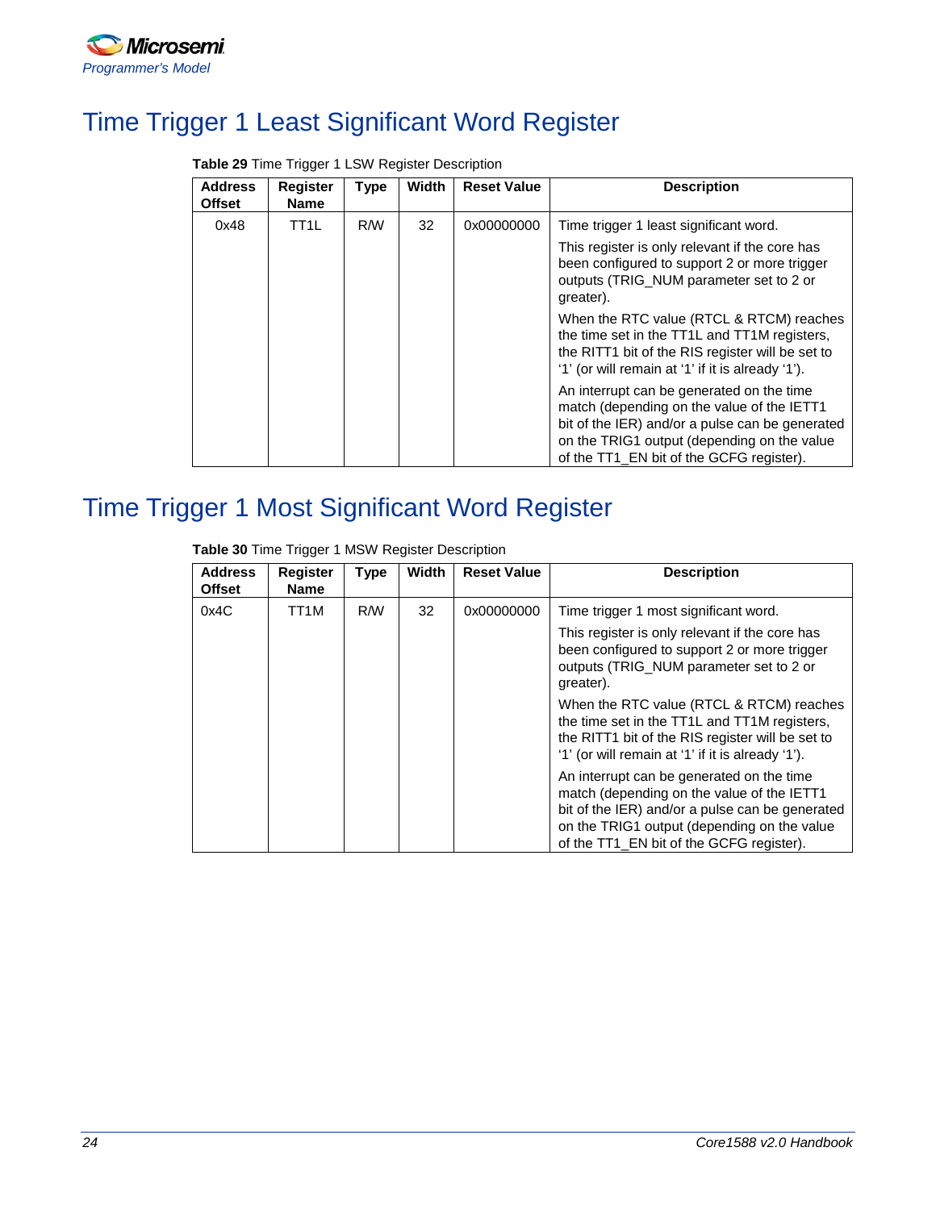# Time Trigger 1 Least Significant Word Register

**Table 29** Time Trigger 1 LSW Register Description

| Address Offset | Register Name | Type | Width | Reset Value | Description |
|---|---|---|---|---|---|
| 0x48 | TT1L | R/W | 32 | 0x00000000 | Time trigger 1 least significant word.<br><br>This register is only relevant if the core has been configured to support 2 or more trigger outputs (TRIG_NUM parameter set to 2 or greater).<br><br>When the RTC value (RTCL & RTCM) reaches the time set in the TT1L and TT1M registers, the RITT1 bit of the RIS register will be set to '1' (or will remain at '1' if it is already '1').<br><br>An interrupt can be generated on the time match (depending on the value of the IETT1 bit of the IER) and/or a pulse can be generated on the TRIG1 output (depending on the value of the TT1_EN bit of the GCFG register). |

# Time Trigger 1 Most Significant Word Register

**Table 30** Time Trigger 1 MSW Register Description

| Address Offset | Register Name | Type | Width | Reset Value | Description |
|---|---|---|---|---|---|
| 0x4C | TT1M | R/W | 32 | 0x00000000 | Time trigger 1 most significant word.<br><br>This register is only relevant if the core has been configured to support 2 or more trigger outputs (TRIG_NUM parameter set to 2 or greater).<br><br>When the RTC value (RTCL & RTCM) reaches the time set in the TT1L and TT1M registers, the RITT1 bit of the RIS register will be set to '1' (or will remain at '1' if it is already '1').<br><br>An interrupt can be generated on the time match (depending on the value of the IETT1 bit of the IER) and/or a pulse can be generated on the TRIG1 output (depending on the value of the TT1_EN bit of the GCFG register). |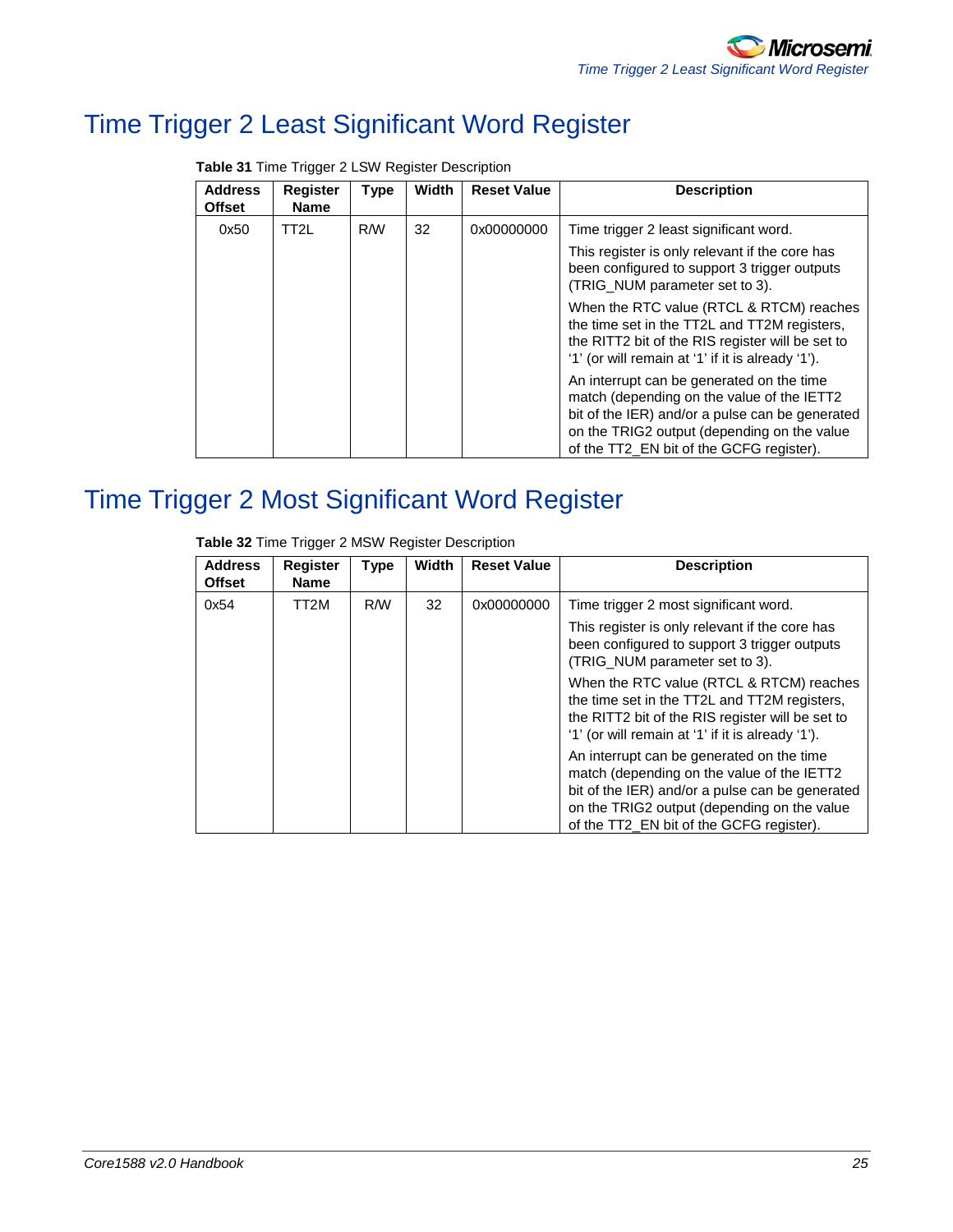# Time Trigger 2 Least Significant Word Register

**Table 31** Time Trigger 2 LSW Register Description

| Address Offset | Register Name | Type | Width | Reset Value | Description |
|---|---|---|---|---|---|
| 0x50 | TT2L | R/W | 32 | 0x00000000 | Time trigger 2 least significant word.<br>This register is only relevant if the core has been configured to support 3 trigger outputs (TRIG_NUM parameter set to 3).<br>When the RTC value (RTCL & RTCM) reaches the time set in the TT2L and TT2M registers, the RITT2 bit of the RIS register will be set to '1' (or will remain at '1' if it is already '1').<br>An interrupt can be generated on the time match (depending on the value of the IETT2 bit of the IER) and/or a pulse can be generated on the TRIG2 output (depending on the value of the TT2_EN bit of the GCFG register). |

# Time Trigger 2 Most Significant Word Register

**Table 32** Time Trigger 2 MSW Register Description

| Address Offset | Register Name | Type | Width | Reset Value | Description |
|---|---|---|---|---|---|
| 0x54 | TT2M | R/W | 32 | 0x00000000 | Time trigger 2 most significant word.<br>This register is only relevant if the core has been configured to support 3 trigger outputs (TRIG_NUM parameter set to 3).<br>When the RTC value (RTCL & RTCM) reaches the time set in the TT2L and TT2M registers, the RITT2 bit of the RIS register will be set to '1' (or will remain at '1' if it is already '1').<br>An interrupt can be generated on the time match (depending on the value of the IETT2 bit of the IER) and/or a pulse can be generated on the TRIG2 output (depending on the value of the TT2_EN bit of the GCFG register). |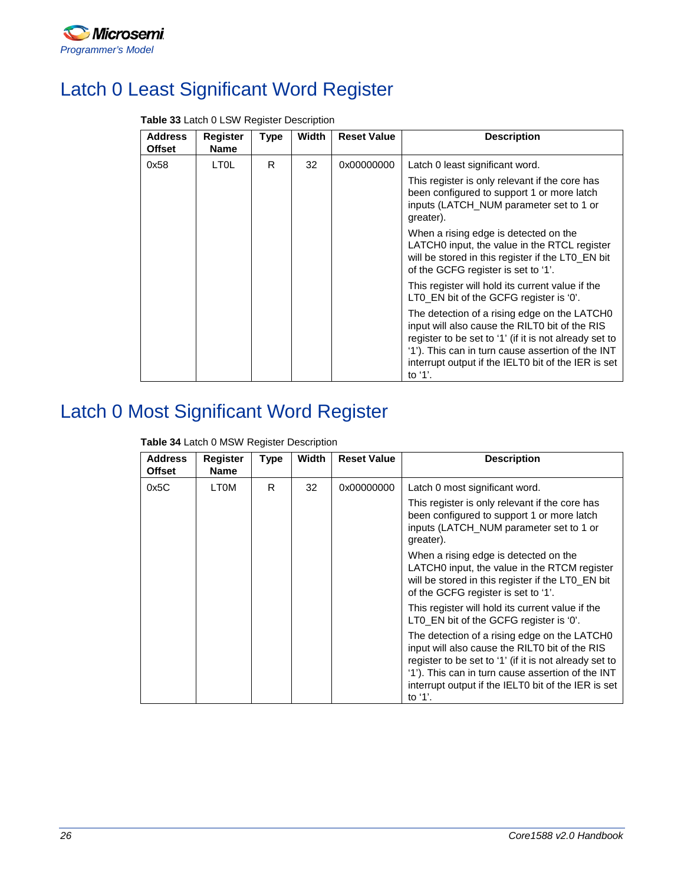# Latch 0 Least Significant Word Register

**Table 33** Latch 0 LSW Register Description

| Address Offset | Register Name | Type | Width | Reset Value | Description |
|---|---|---|---|---|---|
| 0x58 | LT0L | R | 32 | 0x00000000 | Latch 0 least significant word.<br><br>This register is only relevant if the core has been configured to support 1 or more latch inputs (LATCH_NUM parameter set to 1 or greater).<br><br>When a rising edge is detected on the LATCH0 input, the value in the RTCL register will be stored in this register if the LT0_EN bit of the GCFG register is set to '1'.<br><br>This register will hold its current value if the LT0_EN bit of the GCFG register is '0'.<br><br>The detection of a rising edge on the LATCH0 input will also cause the RILT0 bit of the RIS register to be set to '1' (if it is not already set to '1'). This can in turn cause assertion of the INT interrupt output if the IELT0 bit of the IER is set to '1'. |

# Latch 0 Most Significant Word Register

**Table 34** Latch 0 MSW Register Description

| Address Offset | Register Name | Type | Width | Reset Value | Description |
|---|---|---|---|---|---|
| 0x5C | LT0M | R | 32 | 0x00000000 | Latch 0 most significant word.<br><br>This register is only relevant if the core has been configured to support 1 or more latch inputs (LATCH_NUM parameter set to 1 or greater).<br><br>When a rising edge is detected on the LATCH0 input, the value in the RTCM register will be stored in this register if the LT0_EN bit of the GCFG register is set to '1'.<br><br>This register will hold its current value if the LT0_EN bit of the GCFG register is '0'.<br><br>The detection of a rising edge on the LATCH0 input will also cause the RILT0 bit of the RIS register to be set to '1' (if it is not already set to '1'). This can in turn cause assertion of the INT interrupt output if the IELT0 bit of the IER is set to '1'. |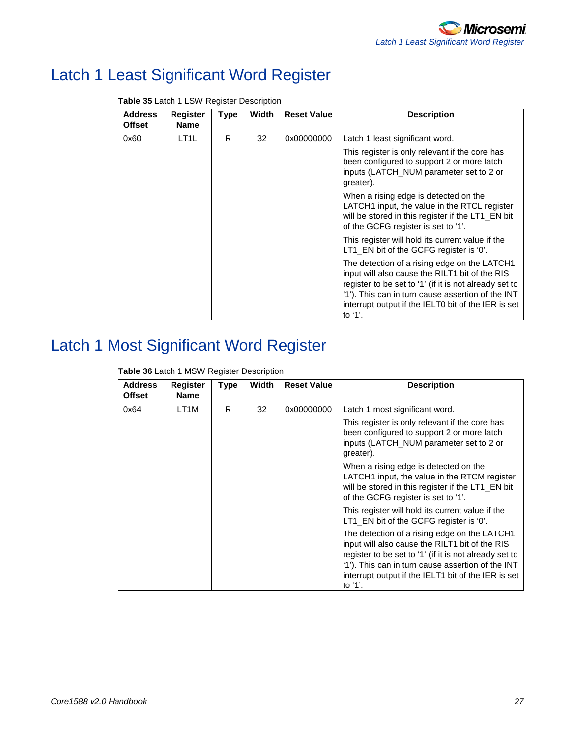# Latch 1 Least Significant Word Register

**Table 35** Latch 1 LSW Register Description

| Address Offset | Register Name | Type | Width | Reset Value | Description |
|---|---|---|---|---|---|
| 0x60 | LT1L | R | 32 | 0x00000000 | Latch 1 least significant word.<br><br>This register is only relevant if the core has been configured to support 2 or more latch inputs (LATCH_NUM parameter set to 2 or greater).<br><br>When a rising edge is detected on the LATCH1 input, the value in the RTCL register will be stored in this register if the LT1_EN bit of the GCFG register is set to '1'.<br><br>This register will hold its current value if the LT1_EN bit of the GCFG register is '0'.<br><br>The detection of a rising edge on the LATCH1 input will also cause the RILT1 bit of the RIS register to be set to '1' (if it is not already set to '1'). This can in turn cause assertion of the INT interrupt output if the IELT0 bit of the IER is set to '1'. |

# Latch 1 Most Significant Word Register

**Table 36** Latch 1 MSW Register Description

| Address Offset | Register Name | Type | Width | Reset Value | Description |
|---|---|---|---|---|---|
| 0x64 | LT1M | R | 32 | 0x00000000 | Latch 1 most significant word.<br><br>This register is only relevant if the core has been configured to support 2 or more latch inputs (LATCH_NUM parameter set to 2 or greater).<br><br>When a rising edge is detected on the LATCH1 input, the value in the RTCM register will be stored in this register if the LT1_EN bit of the GCFG register is set to '1'.<br><br>This register will hold its current value if the LT1_EN bit of the GCFG register is '0'.<br><br>The detection of a rising edge on the LATCH1 input will also cause the RILT1 bit of the RIS register to be set to '1' (if it is not already set to '1'). This can in turn cause assertion of the INT interrupt output if the IELT1 bit of the IER is set to '1'. |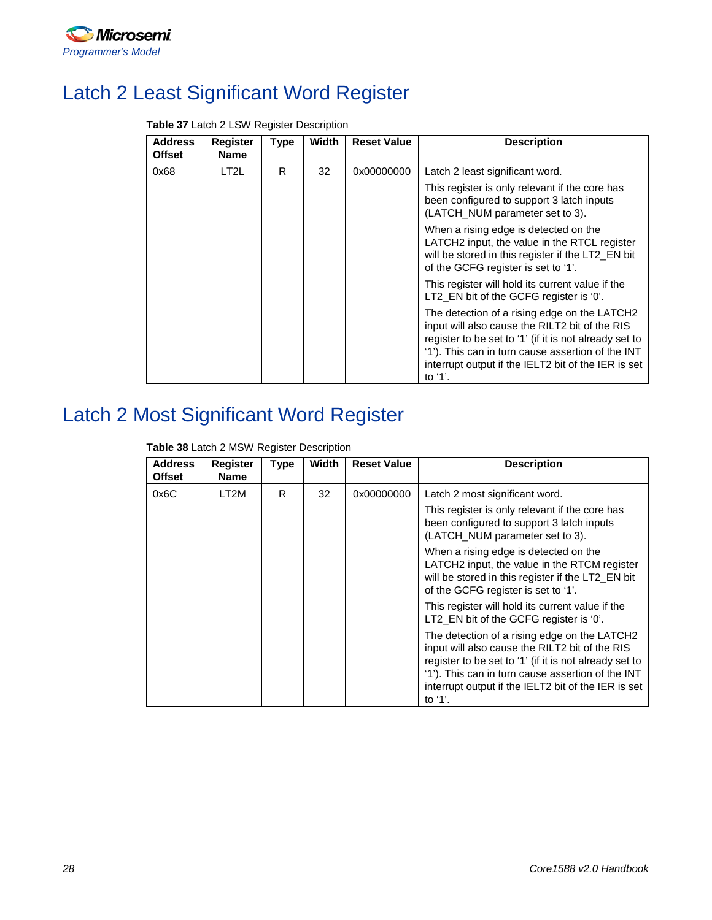# Latch 2 Least Significant Word Register

**Table 37** Latch 2 LSW Register Description

| Address Offset | Register Name | Type | Width | Reset Value | Description |
|---|---|---|---|---|---|
| 0x68 | LT2L | R | 32 | 0x00000000 | Latch 2 least significant word.<br><br>This register is only relevant if the core has been configured to support 3 latch inputs (LATCH_NUM parameter set to 3).<br><br>When a rising edge is detected on the LATCH2 input, the value in the RTCL register will be stored in this register if the LT2_EN bit of the GCFG register is set to '1'.<br><br>This register will hold its current value if the LT2_EN bit of the GCFG register is '0'.<br><br>The detection of a rising edge on the LATCH2 input will also cause the RILT2 bit of the RIS register to be set to '1' (if it is not already set to '1'). This can in turn cause assertion of the INT interrupt output if the IELT2 bit of the IER is set to '1'. |

# Latch 2 Most Significant Word Register

**Table 38** Latch 2 MSW Register Description

| Address Offset | Register Name | Type | Width | Reset Value | Description |
|---|---|---|---|---|---|
| 0x6C | LT2M | R | 32 | 0x00000000 | Latch 2 most significant word.<br><br>This register is only relevant if the core has been configured to support 3 latch inputs (LATCH_NUM parameter set to 3).<br><br>When a rising edge is detected on the LATCH2 input, the value in the RTCM register will be stored in this register if the LT2_EN bit of the GCFG register is set to '1'.<br><br>This register will hold its current value if the LT2_EN bit of the GCFG register is '0'.<br><br>The detection of a rising edge on the LATCH2 input will also cause the RILT2 bit of the RIS register to be set to '1' (if it is not already set to '1'). This can in turn cause assertion of the INT interrupt output if the IELT2 bit of the IER is set to '1'. |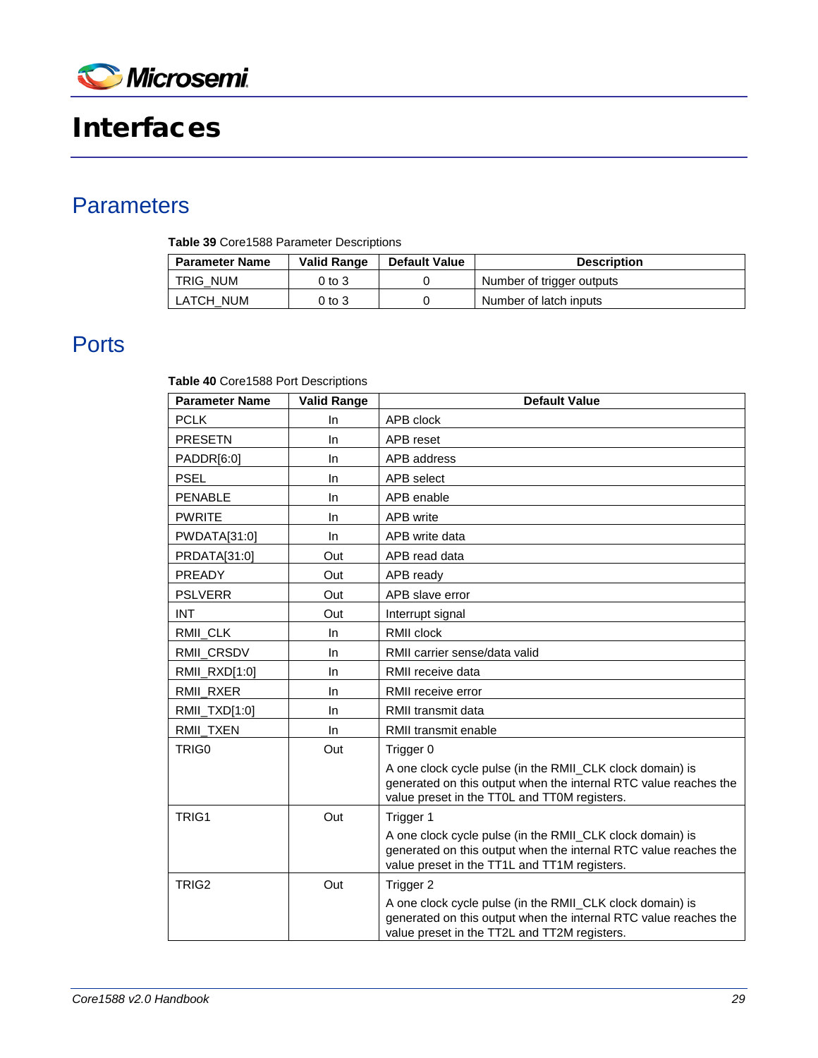# Interfaces

## Parameters

**Table 39** Core1588 Parameter Descriptions

| Parameter Name | Valid Range | Default Value | Description |
|---|---|---|---|
| TRIG_NUM | 0 to 3 | 0 | Number of trigger outputs |
| LATCH_NUM | 0 to 3 | 0 | Number of latch inputs |

## Ports

**Table 40** Core1588 Port Descriptions

| Parameter Name | Valid Range | Default Value |
|---|---|---|
| PCLK | In | APB clock |
| PRESETN | In | APB reset |
| PADDR[6:0] | In | APB address |
| PSEL | In | APB select |
| PENABLE | In | APB enable |
| PWRITE | In | APB write |
| PWDATA[31:0] | In | APB write data |
| PRDATA[31:0] | Out | APB read data |
| PREADY | Out | APB ready |
| PSLVERR | Out | APB slave error |
| INT | Out | Interrupt signal |
| RMII_CLK | In | RMII clock |
| RMII_CRSDV | In | RMII carrier sense/data valid |
| RMII_RXD[1:0] | In | RMII receive data |
| RMII_RXER | In | RMII receive error |
| RMII_TXD[1:0] | In | RMII transmit data |
| RMII_TXEN | In | RMII transmit enable |
| TRIG0 | Out | Trigger 0<br>A one clock cycle pulse (in the RMII_CLK clock domain) is generated on this output when the internal RTC value reaches the value preset in the TT0L and TT0M registers. |
| TRIG1 | Out | Trigger 1<br>A one clock cycle pulse (in the RMII_CLK clock domain) is generated on this output when the internal RTC value reaches the value preset in the TT1L and TT1M registers. |
| TRIG2 | Out | Trigger 2<br>A one clock cycle pulse (in the RMII_CLK clock domain) is generated on this output when the internal RTC value reaches the value preset in the TT2L and TT2M registers. |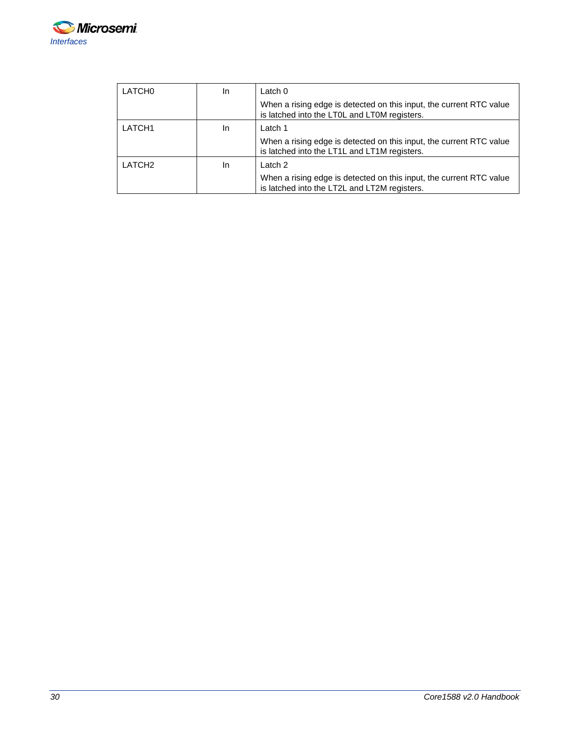| | | |
|---|---|---|
| LATCH0 | In | Latch 0<br><br>When a rising edge is detected on this input, the current RTC value is latched into the LT0L and LT0M registers. |
| LATCH1 | In | Latch 1<br><br>When a rising edge is detected on this input, the current RTC value is latched into the LT1L and LT1M registers. |
| LATCH2 | In | Latch 2<br><br>When a rising edge is detected on this input, the current RTC value is latched into the LT2L and LT2M registers. |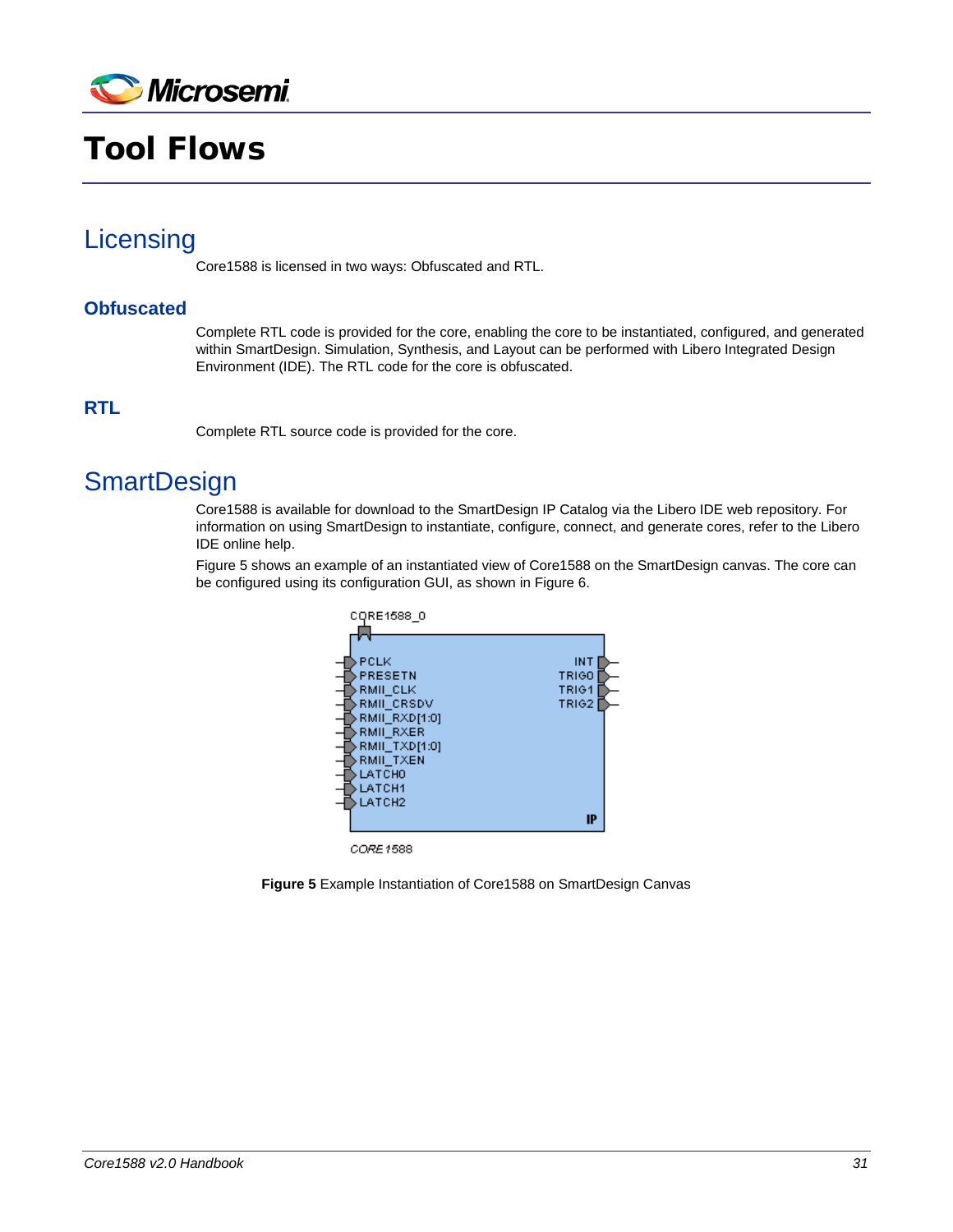# Tool Flows

## Licensing

Core1588 is licensed in two ways: Obfuscated and RTL.

### Obfuscated

Complete RTL code is provided for the core, enabling the core to be instantiated, configured, and generated within SmartDesign. Simulation, Synthesis, and Layout can be performed with Libero Integrated Design Environment (IDE). The RTL code for the core is obfuscated.

### RTL

Complete RTL source code is provided for the core.

## SmartDesign

Core1588 is available for download to the SmartDesign IP Catalog via the Libero IDE web repository. For information on using SmartDesign to instantiate, configure, connect, and generate cores, refer to the Libero IDE online help.

Figure 5 shows an example of an instantiated view of Core1588 on the SmartDesign canvas. The core can be configured using its configuration GUI, as shown in Figure 6.

**Figure 5** Example Instantiation of Core1588 on SmartDesign Canvas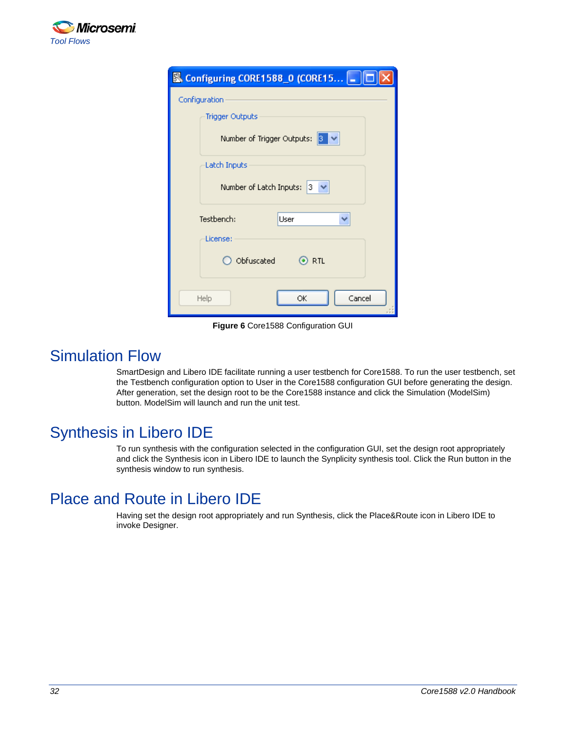**Figure 6** Core1588 Configuration GUI

## Simulation Flow

SmartDesign and Libero IDE facilitate running a user testbench for Core1588. To run the user testbench, set the Testbench configuration option to User in the Core1588 configuration GUI before generating the design. After generation, set the design root to be the Core1588 instance and click the Simulation (ModelSim) button. ModelSim will launch and run the unit test.

## Synthesis in Libero IDE

To run synthesis with the configuration selected in the configuration GUI, set the design root appropriately and click the Synthesis icon in Libero IDE to launch the Synplicity synthesis tool. Click the Run button in the synthesis window to run synthesis.

## Place and Route in Libero IDE

Having set the design root appropriately and run Synthesis, click the Place&Route icon in Libero IDE to invoke Designer.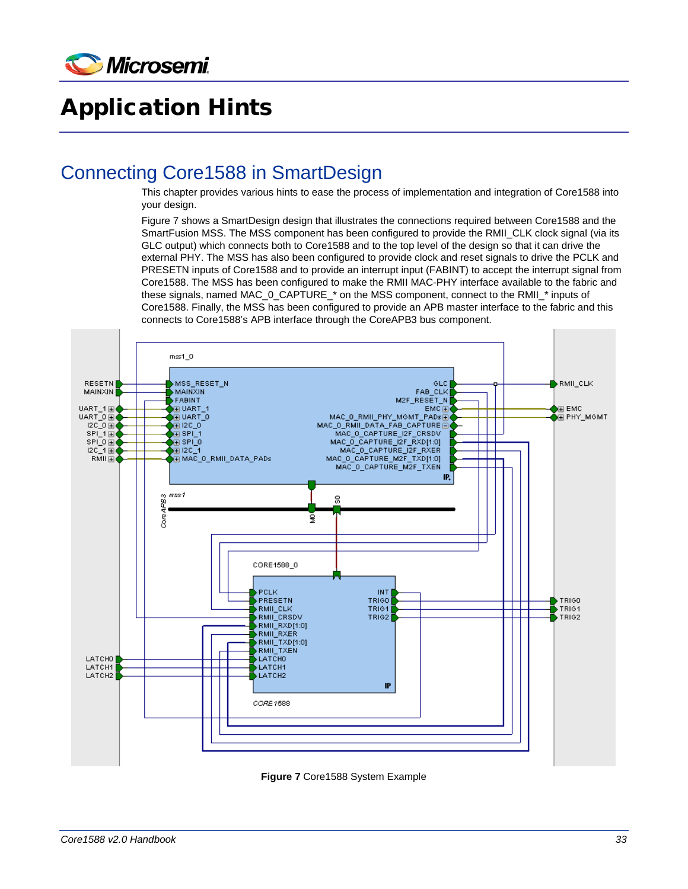# Application Hints

## Connecting Core1588 in SmartDesign

This chapter provides various hints to ease the process of implementation and integration of Core1588 into your design.

Figure 7 shows a SmartDesign design that illustrates the connections required between Core1588 and the SmartFusion MSS. The MSS component has been configured to provide the RMII_CLK clock signal (via its GLC output) which connects both to Core1588 and to the top level of the design so that it can drive the external PHY. The MSS has also been configured to provide clock and reset signals to drive the PCLK and PRESETN inputs of Core1588 and to provide an interrupt input (FABINT) to accept the interrupt signal from Core1588. The MSS has been configured to make the RMII MAC-PHY interface available to the fabric and these signals, named MAC_0_CAPTURE_* on the MSS component, connect to the RMII_* inputs of Core1588. Finally, the MSS has been configured to provide an APB master interface to the fabric and this connects to Core1588's APB interface through the CoreAPB3 bus component.

**Figure 7** Core1588 System Example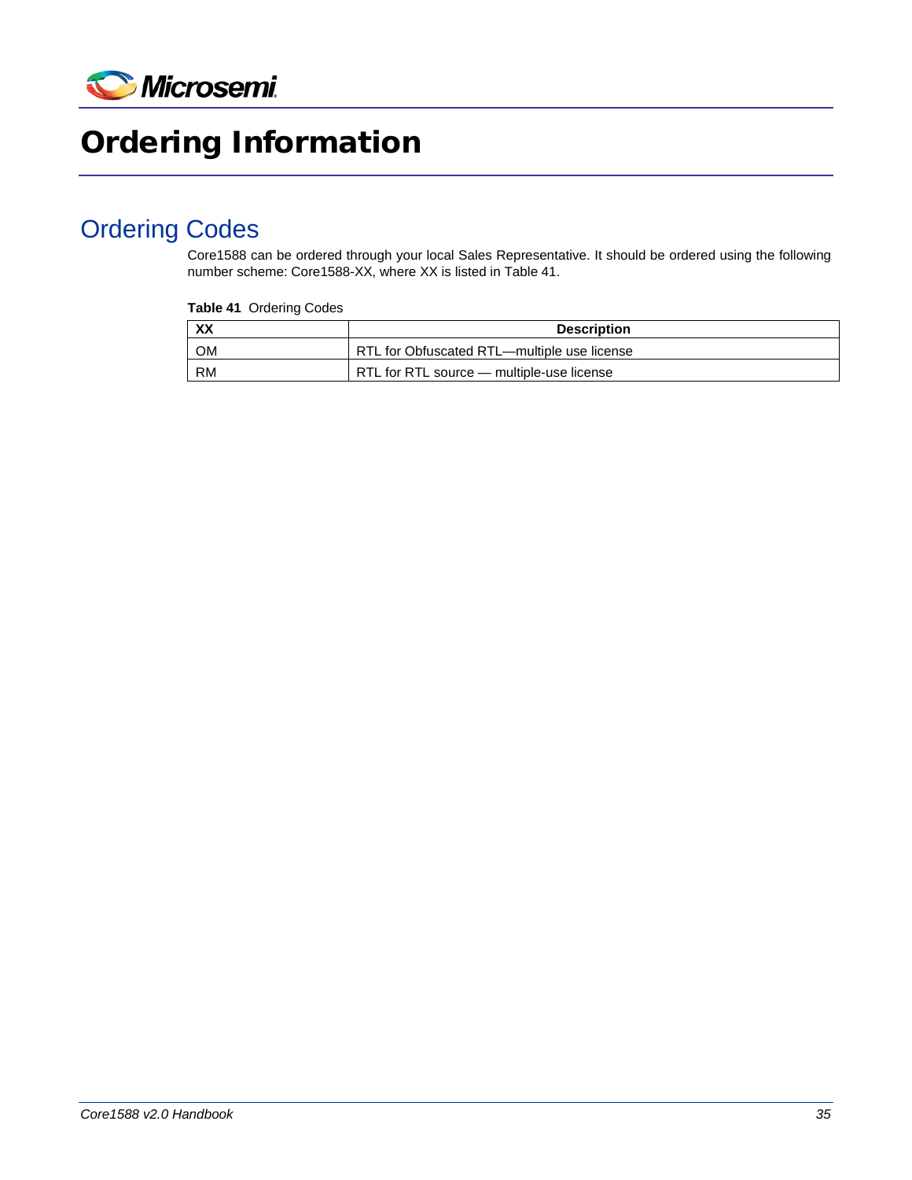# Ordering Information

## Ordering Codes

Core1588 can be ordered through your local Sales Representative. It should be ordered using the following number scheme: Core1588-XX, where XX is listed in Table 41.

**Table 41** Ordering Codes

| XX | Description |
|---|---|
| OM | RTL for Obfuscated RTL—multiple use license |
| RM | RTL for RTL source — multiple-use license |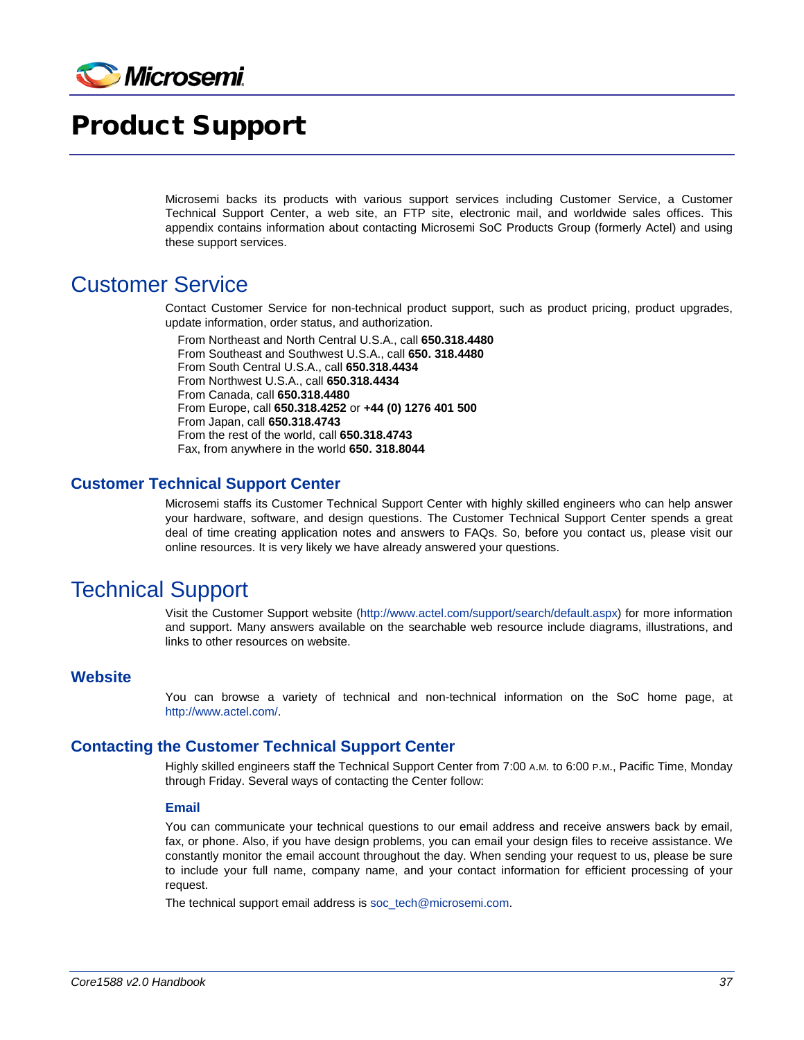# Product Support

Microsemi backs its products with various support services including Customer Service, a Customer Technical Support Center, a web site, an FTP site, electronic mail, and worldwide sales offices. This appendix contains information about contacting Microsemi SoC Products Group (formerly Actel) and using these support services.

## Customer Service

Contact Customer Service for non-technical product support, such as product pricing, product upgrades, update information, order status, and authorization.

From Northeast and North Central U.S.A., call **650.318.4480**
From Southeast and Southwest U.S.A., call **650. 318.4480**
From South Central U.S.A., call **650.318.4434**
From Northwest U.S.A., call **650.318.4434**
From Canada, call **650.318.4480**
From Europe, call **650.318.4252** or **+44 (0) 1276 401 500**
From Japan, call **650.318.4743**
From the rest of the world, call **650.318.4743**
Fax, from anywhere in the world **650. 318.8044**

### Customer Technical Support Center

Microsemi staffs its Customer Technical Support Center with highly skilled engineers who can help answer your hardware, software, and design questions. The Customer Technical Support Center spends a great deal of time creating application notes and answers to FAQs. So, before you contact us, please visit our online resources. It is very likely we have already answered your questions.

## Technical Support

Visit the Customer Support website (http://www.actel.com/support/search/default.aspx) for more information and support. Many answers available on the searchable web resource include diagrams, illustrations, and links to other resources on website.

### Website

You can browse a variety of technical and non-technical information on the SoC home page, at http://www.actel.com/.

### Contacting the Customer Technical Support Center

Highly skilled engineers staff the Technical Support Center from 7:00 A.M. to 6:00 P.M., Pacific Time, Monday through Friday. Several ways of contacting the Center follow:

#### Email

You can communicate your technical questions to our email address and receive answers back by email, fax, or phone. Also, if you have design problems, you can email your design files to receive assistance. We constantly monitor the email account throughout the day. When sending your request to us, please be sure to include your full name, company name, and your contact information for efficient processing of your request.

The technical support email address is soc_tech@microsemi.com.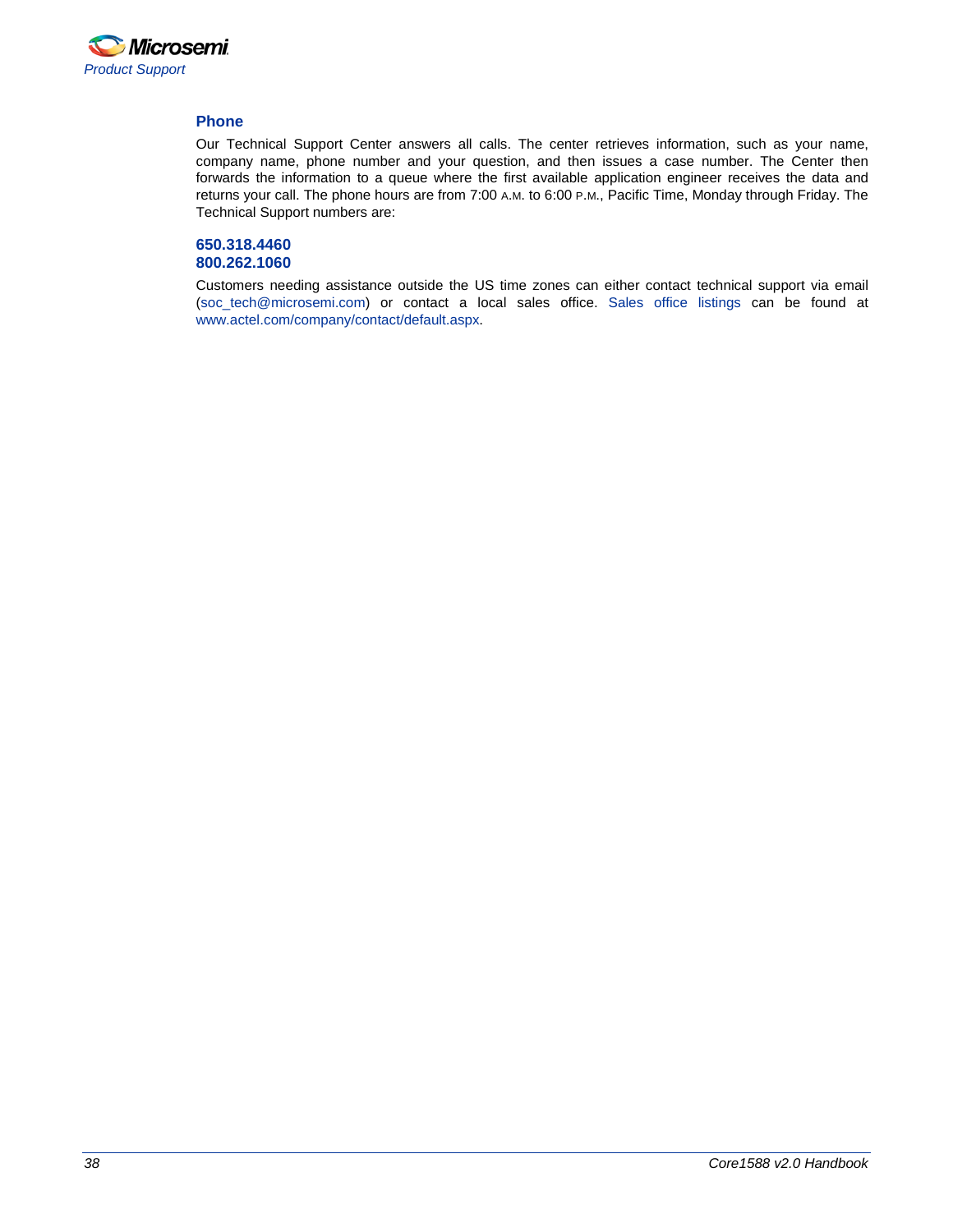### Phone

Our Technical Support Center answers all calls. The center retrieves information, such as your name, company name, phone number and your question, and then issues a case number. The Center then forwards the information to a queue where the first available application engineer receives the data and returns your call. The phone hours are from 7:00 A.M. to 6:00 P.M., Pacific Time, Monday through Friday. The Technical Support numbers are:

**650.318.4460**
**800.262.1060**

Customers needing assistance outside the US time zones can either contact technical support via email (soc_tech@microsemi.com) or contact a local sales office. Sales office listings can be found at www.actel.com/company/contact/default.aspx.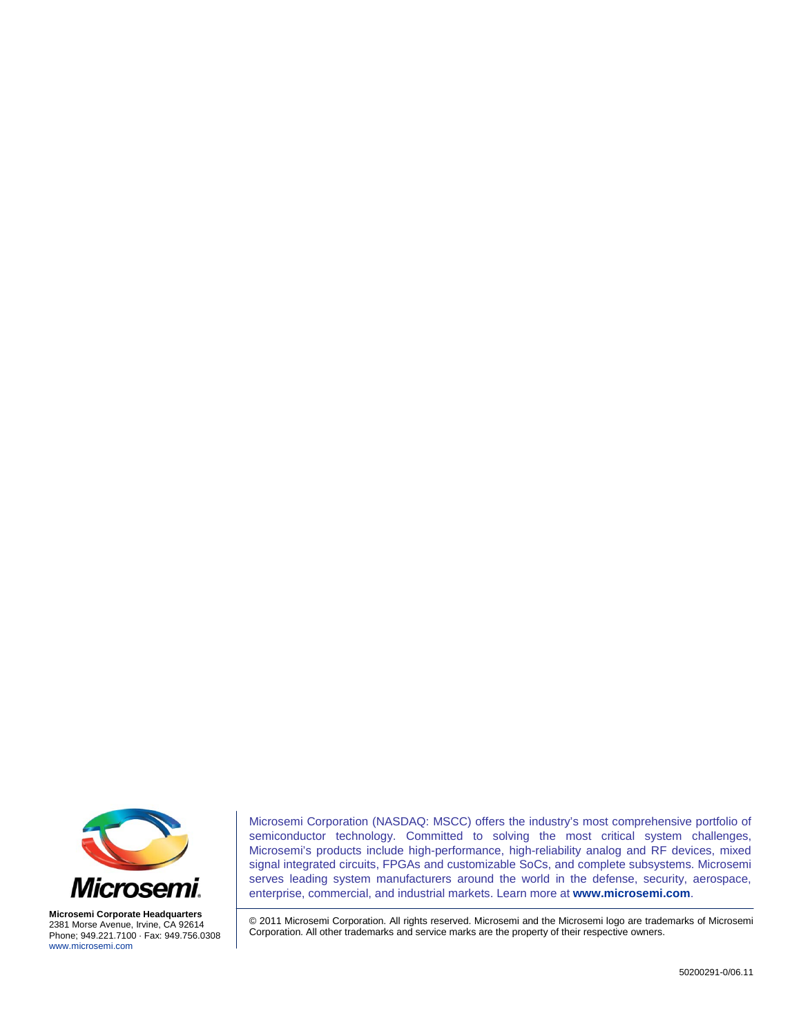Microsemi

**Microsemi Corporate Headquarters**
2381 Morse Avenue, Irvine, CA 92614
Phone; 949.221.7100 · Fax: 949.756.0308
www.microsemi.com

Microsemi Corporation (NASDAQ: MSCC) offers the industry's most comprehensive portfolio of semiconductor technology. Committed to solving the most critical system challenges, Microsemi's products include high-performance, high-reliability analog and RF devices, mixed signal integrated circuits, FPGAs and customizable SoCs, and complete subsystems. Microsemi serves leading system manufacturers around the world in the defense, security, aerospace, enterprise, commercial, and industrial markets. Learn more at **www.microsemi.com**.

© 2011 Microsemi Corporation. All rights reserved. Microsemi and the Microsemi logo are trademarks of Microsemi Corporation. All other trademarks and service marks are the property of their respective owners.

50200291-0/06.11